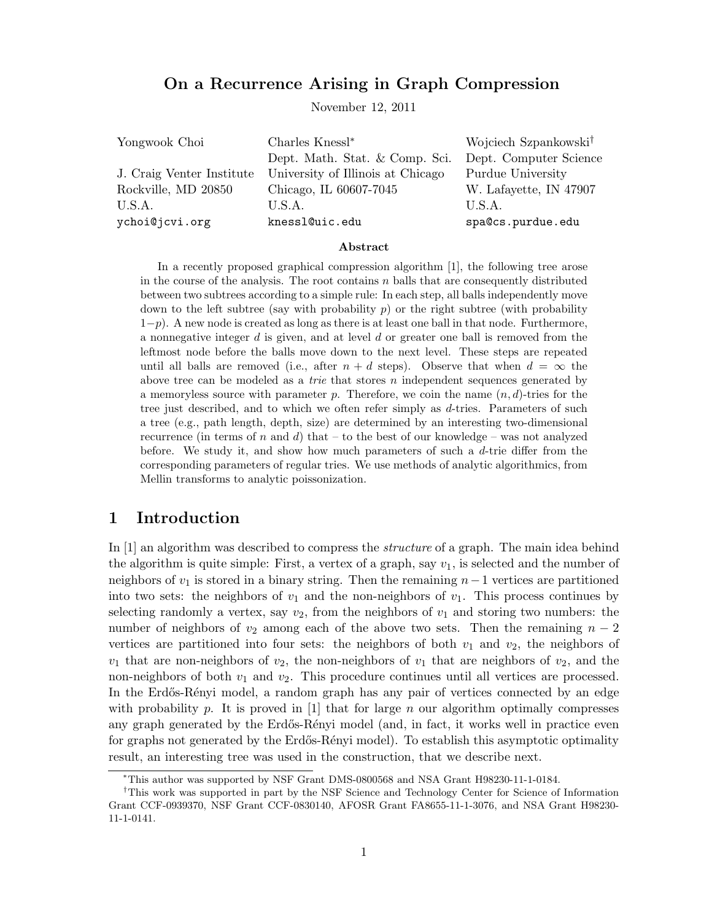# On a Recurrence Arising in Graph Compression

November 12, 2011

Yongwook Choi
J. Craig Venter Institute
Rockville, MD 20850
U.S.A.
ychoi@jcvi.org

Charles Knessl*
Dept. Math. Stat. & Comp. Sci.
University of Illinois at Chicago
Chicago, IL 60607-7045
U.S.A.
knessl@uic.edu

Wojciech Szpankowski†
Dept. Computer Science
Purdue University
W. Lafayette, IN 47907
U.S.A.
spa@cs.purdue.edu

### Abstract

In a recently proposed graphical compression algorithm [1], the following tree arose in the course of the analysis. The root contains $n$ balls that are consequently distributed between two subtrees according to a simple rule: In each step, all balls independently move down to the left subtree (say with probability $p$) or the right subtree (with probability $1-p$). A new node is created as long as there is at least one ball in that node. Furthermore, a nonnegative integer $d$ is given, and at level $d$ or greater one ball is removed from the leftmost node before the balls move down to the next level. These steps are repeated until all balls are removed (i.e., after $n+d$ steps). Observe that when $d = \infty$ the above tree can be modeled as a *trie* that stores $n$ independent sequences generated by a memoryless source with parameter $p$. Therefore, we coin the name $(n, d)$-tries for the tree just described, and to which we often refer simply as $d$-tries. Parameters of such a tree (e.g., path length, depth, size) are determined by an interesting two-dimensional recurrence (in terms of $n$ and $d$) that – to the best of our knowledge – was not analyzed before. We study it, and show how much parameters of such a $d$-trie differ from the corresponding parameters of regular tries. We use methods of analytic algorithmics, from Mellin transforms to analytic poissonization.

## 1 Introduction

In [1] an algorithm was described to compress the *structure* of a graph. The main idea behind the algorithm is quite simple: First, a vertex of a graph, say $v_1$, is selected and the number of neighbors of $v_1$ is stored in a binary string. Then the remaining $n-1$ vertices are partitioned into two sets: the neighbors of $v_1$ and the non-neighbors of $v_1$. This process continues by selecting randomly a vertex, say $v_2$, from the neighbors of $v_1$ and storing two numbers: the number of neighbors of $v_2$ among each of the above two sets. Then the remaining $n-2$ vertices are partitioned into four sets: the neighbors of both $v_1$ and $v_2$, the neighbors of $v_1$ that are non-neighbors of $v_2$, the non-neighbors of $v_1$ that are neighbors of $v_2$, and the non-neighbors of both $v_1$ and $v_2$. This procedure continues until all vertices are processed. In the Erdős-Rényi model, a random graph has any pair of vertices connected by an edge with probability $p$. It is proved in [1] that for large $n$ our algorithm optimally compresses any graph generated by the Erdős-Rényi model (and, in fact, it works well in practice even for graphs not generated by the Erdős-Rényi model). To establish this asymptotic optimality result, an interesting tree was used in the construction, that we describe next.

---

*This author was supported by NSF Grant DMS-0800568 and NSA Grant H98230-11-1-0184.

†This work was supported in part by the NSF Science and Technology Center for Science of Information Grant CCF-0939370, NSF Grant CCF-0830140, AFOSR Grant FA8655-11-1-3076, and NSA Grant H98230-11-1-0141.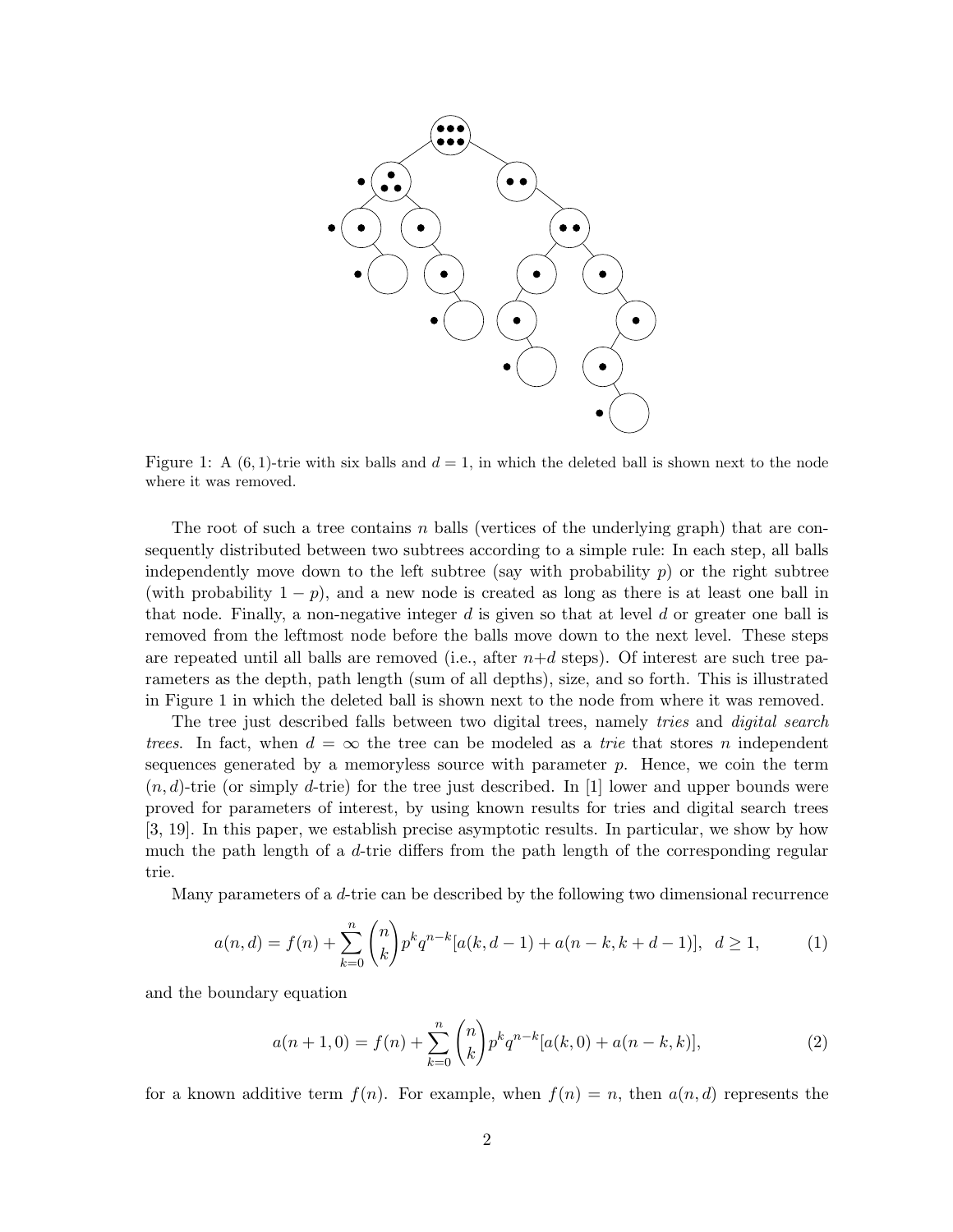Figure 1: A (6, 1)-trie with six balls and $d = 1$, in which the deleted ball is shown next to the node where it was removed.

The root of such a tree contains $n$ balls (vertices of the underlying graph) that are consequently distributed between two subtrees according to a simple rule: In each step, all balls independently move down to the left subtree (say with probability $p$) or the right subtree (with probability $1 - p$), and a new node is created as long as there is at least one ball in that node. Finally, a non-negative integer $d$ is given so that at level $d$ or greater one ball is removed from the leftmost node before the balls move down to the next level. These steps are repeated until all balls are removed (i.e., after $n+d$ steps). Of interest are such tree parameters as the depth, path length (sum of all depths), size, and so forth. This is illustrated in Figure 1 in which the deleted ball is shown next to the node from where it was removed.

The tree just described falls between two digital trees, namely *tries* and *digital search trees*. In fact, when $d = \infty$ the tree can be modeled as a *trie* that stores $n$ independent sequences generated by a memoryless source with parameter $p$. Hence, we coin the term $(n, d)$-trie (or simply $d$-trie) for the tree just described. In [1] lower and upper bounds were proved for parameters of interest, by using known results for tries and digital search trees [3, 19]. In this paper, we establish precise asymptotic results. In particular, we show by how much the path length of a $d$-trie differs from the path length of the corresponding regular trie.

Many parameters of a $d$-trie can be described by the following two dimensional recurrence

$$a(n,d) = f(n) + \sum_{k=0}^{n} \binom{n}{k} p^k q^{n-k} [a(k,d-1) + a(n-k,k+d-1)], \quad d \geq 1, \tag{1}$$

and the boundary equation

$$a(n+1,0) = f(n) + \sum_{k=0}^{n} \binom{n}{k} p^k q^{n-k} [a(k,0) + a(n-k,k)], \tag{2}$$

for a known additive term $f(n)$. For example, when $f(n) = n$, then $a(n,d)$ represents the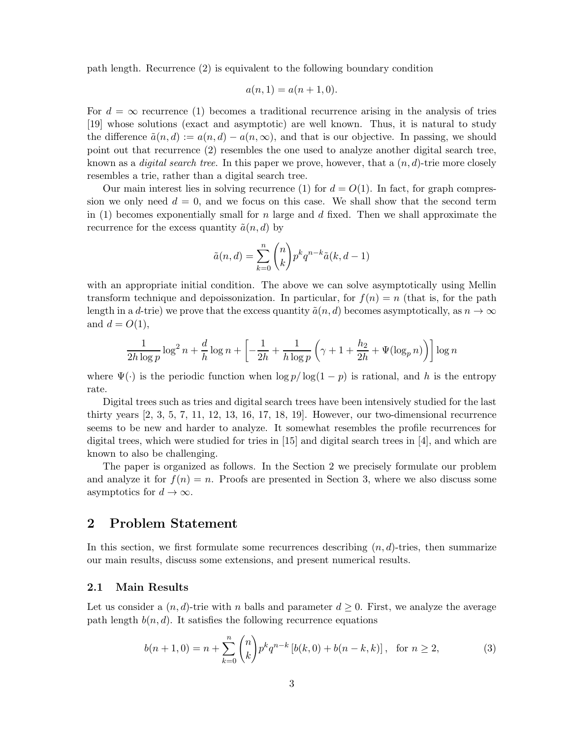path length. Recurrence (2) is equivalent to the following boundary condition

$$a(n, 1) = a(n + 1, 0).$$

For $d = \infty$ recurrence (1) becomes a traditional recurrence arising in the analysis of tries [19] whose solutions (exact and asymptotic) are well known. Thus, it is natural to study the difference $\tilde{a}(n, d) := a(n, d) - a(n, \infty)$, and that is our objective. In passing, we should point out that recurrence (2) resembles the one used to analyze another digital search tree, known as a *digital search tree*. In this paper we prove, however, that a $(n, d)$-trie more closely resembles a trie, rather than a digital search tree.

Our main interest lies in solving recurrence (1) for $d = O(1)$. In fact, for graph compression we only need $d = 0$, and we focus on this case. We shall show that the second term in (1) becomes exponentially small for $n$ large and $d$ fixed. Then we shall approximate the recurrence for the excess quantity $\tilde{a}(n, d)$ by

$$\tilde{a}(n, d) = \sum_{k=0}^{n} \binom{n}{k} p^k q^{n-k} \tilde{a}(k, d - 1)$$

with an appropriate initial condition. The above we can solve asymptotically using Mellin transform technique and depoissonization. In particular, for $f(n) = n$ (that is, for the path length in a $d$-trie) we prove that the excess quantity $\tilde{a}(n, d)$ becomes asymptotically, as $n \to \infty$ and $d = O(1)$,

$$\frac{1}{2h \log p} \log^2 n + \frac{d}{h} \log n + \left[ -\frac{1}{2h} + \frac{1}{h \log p} \left( \gamma + 1 + \frac{h_2}{2h} + \Psi(\log_p n) \right) \right] \log n$$

where $\Psi(\cdot)$ is the periodic function when $\log p / \log(1 - p)$ is rational, and $h$ is the entropy rate.

Digital trees such as tries and digital search trees have been intensively studied for the last thirty years [2, 3, 5, 7, 11, 12, 13, 16, 17, 18, 19]. However, our two-dimensional recurrence seems to be new and harder to analyze. It somewhat resembles the profile recurrences for digital trees, which were studied for tries in [15] and digital search trees in [4], and which are known to also be challenging.

The paper is organized as follows. In the Section 2 we precisely formulate our problem and analyze it for $f(n) = n$. Proofs are presented in Section 3, where we also discuss some asymptotics for $d \to \infty$.

## 2 Problem Statement

In this section, we first formulate some recurrences describing $(n, d)$-tries, then summarize our main results, discuss some extensions, and present numerical results.

### 2.1 Main Results

Let us consider a $(n, d)$-trie with $n$ balls and parameter $d \geq 0$. First, we analyze the average path length $b(n, d)$. It satisfies the following recurrence equations

$$b(n + 1, 0) = n + \sum_{k=0}^{n} \binom{n}{k} p^k q^{n-k} \left[ b(k, 0) + b(n - k, k) \right], \quad \text{for } n \geq 2, \tag{3}$$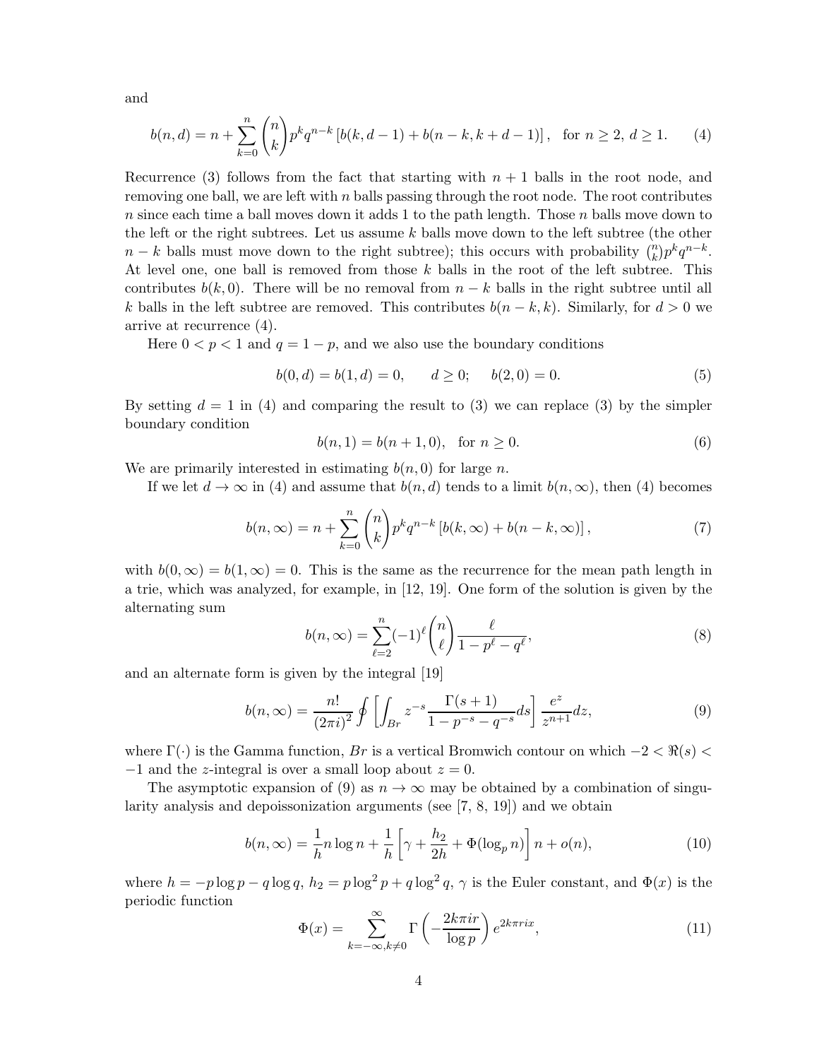and

$$b(n,d) = n + \sum_{k=0}^{n} \binom{n}{k} p^k q^{n-k} \left[ b(k,d-1) + b(n-k,k+d-1) \right], \quad \text{for } n \geq 2,\ d \geq 1. \tag{4}$$

Recurrence (3) follows from the fact that starting with $n+1$ balls in the root node, and removing one ball, we are left with $n$ balls passing through the root node. The root contributes $n$ since each time a ball moves down it adds 1 to the path length. Those $n$ balls move down to the left or the right subtrees. Let us assume $k$ balls move down to the left subtree (the other $n-k$ balls must move down to the right subtree); this occurs with probability $\binom{n}{k} p^k q^{n-k}$. At level one, one ball is removed from those $k$ balls in the root of the left subtree. This contributes $b(k,0)$. There will be no removal from $n-k$ balls in the right subtree until all $k$ balls in the left subtree are removed. This contributes $b(n-k,k)$. Similarly, for $d > 0$ we arrive at recurrence (4).

Here $0 < p < 1$ and $q = 1-p$, and we also use the boundary conditions

$$b(0,d) = b(1,d) = 0, \qquad d \geq 0; \qquad b(2,0) = 0. \tag{5}$$

By setting $d = 1$ in (4) and comparing the result to (3) we can replace (3) by the simpler boundary condition

$$b(n,1) = b(n+1,0), \quad \text{for } n \geq 0. \tag{6}$$

We are primarily interested in estimating $b(n,0)$ for large $n$.

If we let $d \to \infty$ in (4) and assume that $b(n,d)$ tends to a limit $b(n,\infty)$, then (4) becomes

$$b(n,\infty) = n + \sum_{k=0}^{n} \binom{n}{k} p^k q^{n-k} \left[ b(k,\infty) + b(n-k,\infty) \right], \tag{7}$$

with $b(0,\infty) = b(1,\infty) = 0$. This is the same as the recurrence for the mean path length in a trie, which was analyzed, for example, in [12, 19]. One form of the solution is given by the alternating sum

$$b(n,\infty) = \sum_{\ell=2}^{n} (-1)^{\ell} \binom{n}{\ell} \frac{\ell}{1 - p^{\ell} - q^{\ell}}, \tag{8}$$

and an alternate form is given by the integral [19]

$$b(n,\infty) = \frac{n!}{(2\pi i)^2} \oint \left[ \int_{Br} z^{-s} \frac{\Gamma(s+1)}{1 - p^{-s} - q^{-s}} ds \right] \frac{e^z}{z^{n+1}} dz, \tag{9}$$

where $\Gamma(\cdot)$ is the Gamma function, $Br$ is a vertical Bromwich contour on which $-2 < \Re(s) < -1$ and the $z$-integral is over a small loop about $z = 0$.

The asymptotic expansion of (9) as $n \to \infty$ may be obtained by a combination of singularity analysis and depoissonization arguments (see [7, 8, 19]) and we obtain

$$b(n,\infty) = \frac{1}{h} n \log n + \frac{1}{h} \left[ \gamma + \frac{h_2}{2h} + \Phi(\log_p n) \right] n + o(n), \tag{10}$$

where $h = -p \log p - q \log q$, $h_2 = p \log^2 p + q \log^2 q$, $\gamma$ is the Euler constant, and $\Phi(x)$ is the periodic function

$$\Phi(x) = \sum_{k=-\infty, k \neq 0}^{\infty} \Gamma\left( -\frac{2k\pi i r}{\log p} \right) e^{2k\pi r i x}, \tag{11}$$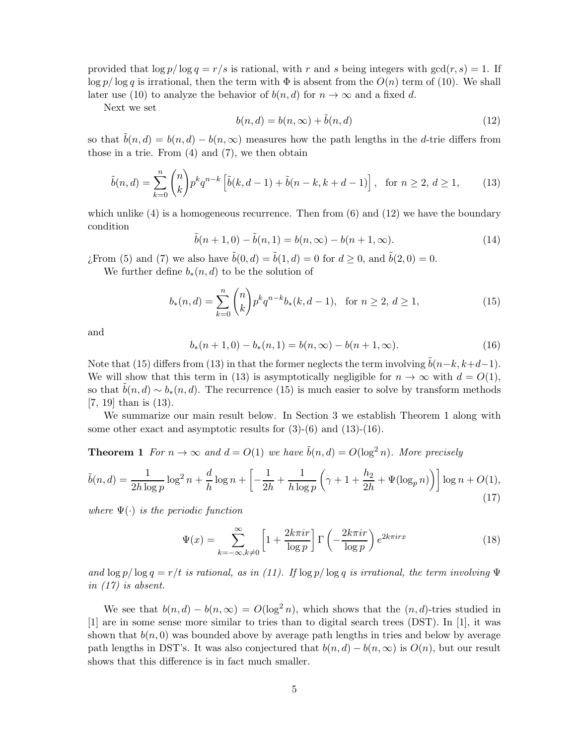provided that $\log p / \log q = r/s$ is rational, with $r$ and $s$ being integers with $\gcd(r,s) = 1$. If $\log p/\log q$ is irrational, then the term with $\Phi$ is absent from the $O(n)$ term of (10). We shall later use (10) to analyze the behavior of $b(n,d)$ for $n \to \infty$ and a fixed $d$.

Next we set

$$b(n,d) = b(n,\infty) + \tilde{b}(n,d) \tag{12}$$

so that $\tilde{b}(n,d) = b(n,d) - b(n,\infty)$ measures how the path lengths in the $d$-trie differs from those in a trie. From (4) and (7), we then obtain

$$\tilde{b}(n,d) = \sum_{k=0}^{n} \binom{n}{k} p^k q^{n-k} \left[ \tilde{b}(k, d-1) + \tilde{b}(n-k, k+d-1) \right], \quad \text{for } n \geq 2,\ d \geq 1, \tag{13}$$

which unlike (4) is a homogeneous recurrence. Then from (6) and (12) we have the boundary condition

$$\tilde{b}(n+1, 0) - \tilde{b}(n,1) = b(n,\infty) - b(n+1,\infty). \tag{14}$$

¿From (5) and (7) we also have $\tilde{b}(0,d) = \tilde{b}(1,d) = 0$ for $d \geq 0$, and $\tilde{b}(2,0) = 0$.

We further define $b_*(n,d)$ to be the solution of

$$b_*(n,d) = \sum_{k=0}^{n} \binom{n}{k} p^k q^{n-k} b_*(k, d-1), \quad \text{for } n \geq 2,\ d \geq 1, \tag{15}$$

and

$$b_*(n+1,0) - b_*(n,1) = b(n,\infty) - b(n+1,\infty). \tag{16}$$

Note that (15) differs from (13) in that the former neglects the term involving $\tilde{b}(n-k, k+d-1)$. We will show that this term in (13) is asymptotically negligible for $n \to \infty$ with $d = O(1)$, so that $\tilde{b}(n,d) \sim b_*(n,d)$. The recurrence (15) is much easier to solve by transform methods [7, 19] than is (13).

We summarize our main result below. In Section 3 we establish Theorem 1 along with some other exact and asymptotic results for (3)-(6) and (13)-(16).

**Theorem 1** *For $n \to \infty$ and $d = O(1)$ we have $\tilde{b}(n,d) = O(\log^2 n)$. More precisely*

$$\tilde{b}(n,d) = \frac{1}{2h \log p} \log^2 n + \frac{d}{h} \log n + \left[ -\frac{1}{2h} + \frac{1}{h \log p} \left( \gamma + 1 + \frac{h_2}{2h} + \Psi(\log_p n) \right) \right] \log n + O(1), \tag{17}$$

*where $\Psi(\cdot)$ is the periodic function*

$$\Psi(x) = \sum_{k=-\infty, k\neq 0}^{\infty} \left[ 1 + \frac{2k\pi i r}{\log p} \right] \Gamma\left( -\frac{2k\pi i r}{\log p} \right) e^{2k\pi i r x} \tag{18}$$

*and $\log p/\log q = r/t$ is rational, as in (11). If $\log p/\log q$ is irrational, the term involving $\Psi$ in (17) is absent.*

We see that $b(n,d) - b(n,\infty) = O(\log^2 n)$, which shows that the $(n,d)$-tries studied in [1] are in some sense more similar to tries than to digital search trees (DST). In [1], it was shown that $b(n,0)$ was bounded above by average path lengths in tries and below by average path lengths in DST's. It was also conjectured that $b(n,d) - b(n,\infty)$ is $O(n)$, but our result shows that this difference is in fact much smaller.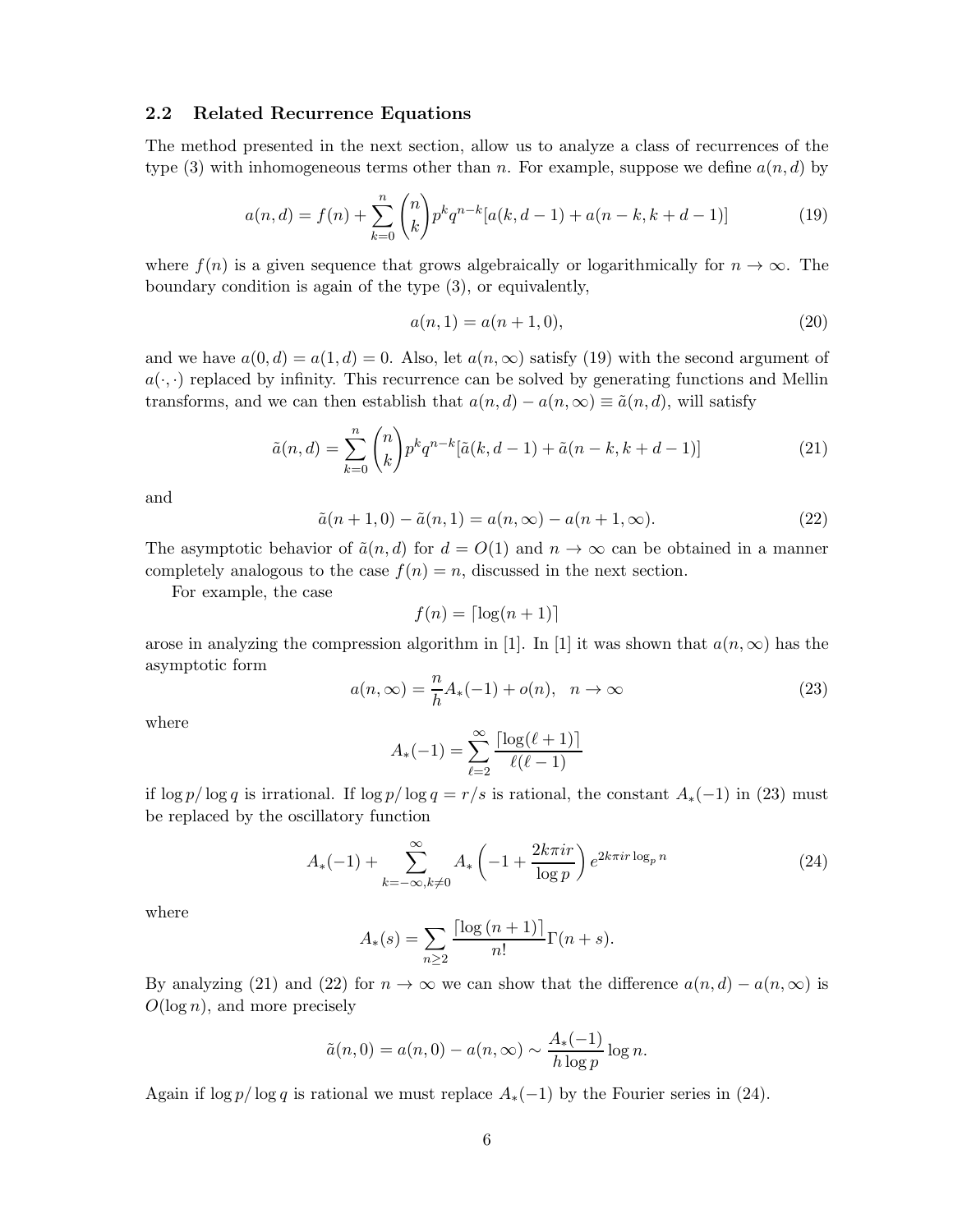### 2.2 Related Recurrence Equations

The method presented in the next section, allow us to analyze a class of recurrences of the type (3) with inhomogeneous terms other than $n$. For example, suppose we define $a(n,d)$ by

$$a(n,d) = f(n) + \sum_{k=0}^{n} \binom{n}{k} p^k q^{n-k} [a(k, d-1) + a(n-k, k+d-1)] \tag{19}$$

where $f(n)$ is a given sequence that grows algebraically or logarithmically for $n \to \infty$. The boundary condition is again of the type (3), or equivalently,

$$a(n, 1) = a(n+1, 0), \tag{20}$$

and we have $a(0,d) = a(1,d) = 0$. Also, let $a(n,\infty)$ satisfy (19) with the second argument of $a(\cdot,\cdot)$ replaced by infinity. This recurrence can be solved by generating functions and Mellin transforms, and we can then establish that $a(n,d) - a(n,\infty) \equiv \tilde{a}(n,d)$, will satisfy

$$\tilde{a}(n,d) = \sum_{k=0}^{n} \binom{n}{k} p^k q^{n-k} [\tilde{a}(k, d-1) + \tilde{a}(n-k, k+d-1)] \tag{21}$$

and

$$\tilde{a}(n+1, 0) - \tilde{a}(n, 1) = a(n, \infty) - a(n+1, \infty). \tag{22}$$

The asymptotic behavior of $\tilde{a}(n,d)$ for $d = O(1)$ and $n \to \infty$ can be obtained in a manner completely analogous to the case $f(n) = n$, discussed in the next section.

For example, the case

$$f(n) = \lceil \log(n+1) \rceil$$

arose in analyzing the compression algorithm in [1]. In [1] it was shown that $a(n,\infty)$ has the asymptotic form

$$a(n,\infty) = \frac{n}{h} A_*(-1) + o(n), \quad n \to \infty \tag{23}$$

where

$$A_*(-1) = \sum_{\ell=2}^{\infty} \frac{\lceil \log(\ell+1) \rceil}{\ell(\ell-1)}$$

if $\log p / \log q$ is irrational. If $\log p/\log q = r/s$ is rational, the constant $A_*(-1)$ in (23) must be replaced by the oscillatory function

$$A_*(-1) + \sum_{k=-\infty, k\neq 0}^{\infty} A_*\left(-1 + \frac{2k\pi i r}{\log p}\right) e^{2k\pi i r \log_p n} \tag{24}$$

where

$$A_*(s) = \sum_{n \geq 2} \frac{\lceil \log(n+1) \rceil}{n!} \Gamma(n+s).$$

By analyzing (21) and (22) for $n \to \infty$ we can show that the difference $a(n,d) - a(n,\infty)$ is $O(\log n)$, and more precisely

$$\tilde{a}(n,0) = a(n,0) - a(n,\infty) \sim \frac{A_*(-1)}{h \log p} \log n.$$

Again if $\log p/\log q$ is rational we must replace $A_*(-1)$ by the Fourier series in (24).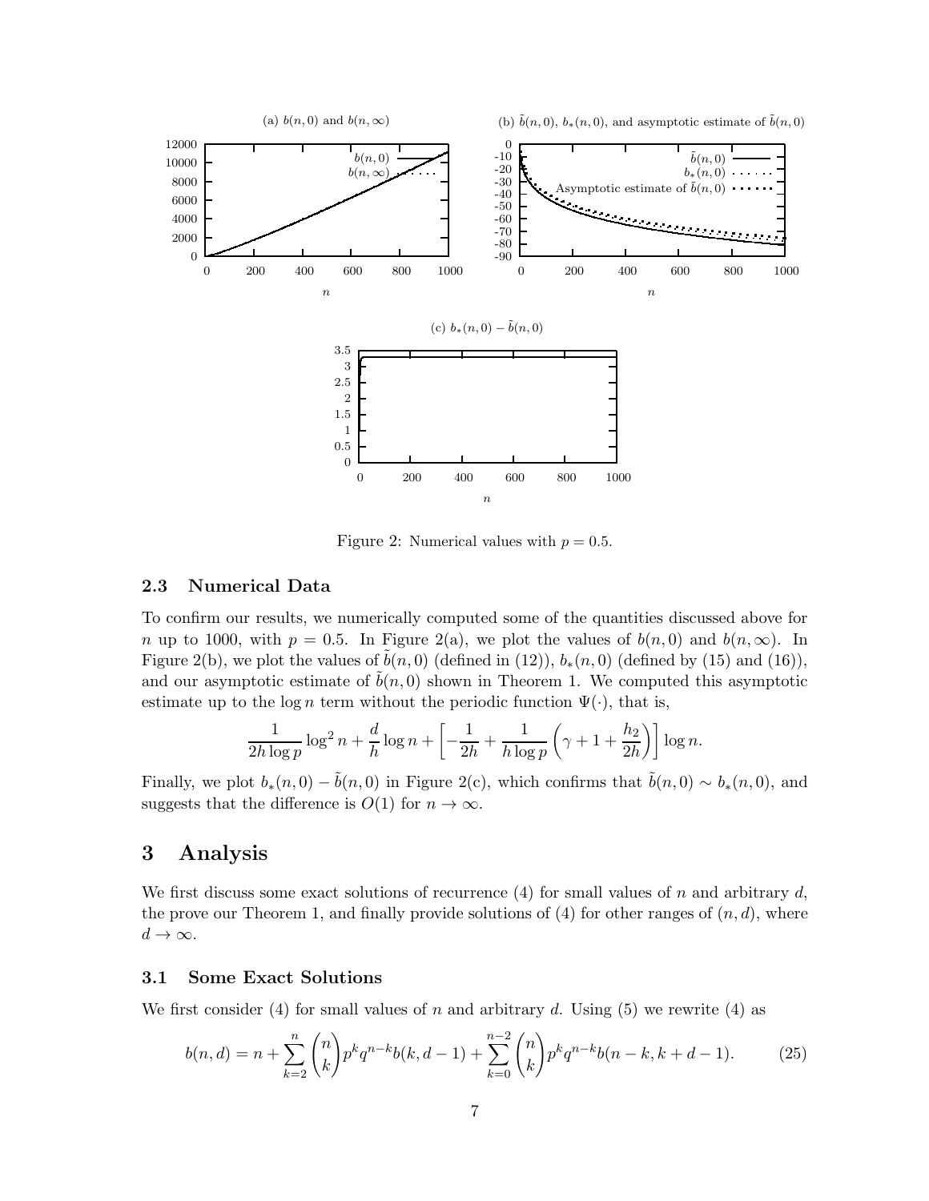Figure 2: Numerical values with $p = 0.5$.

### 2.3 Numerical Data

To confirm our results, we numerically computed some of the quantities discussed above for $n$ up to 1000, with $p = 0.5$. In Figure 2(a), we plot the values of $b(n, 0)$ and $b(n, \infty)$. In Figure 2(b), we plot the values of $\tilde{b}(n, 0)$ (defined in (12)), $b_*(n, 0)$ (defined by (15) and (16)), and our asymptotic estimate of $\tilde{b}(n, 0)$ shown in Theorem 1. We computed this asymptotic estimate up to the $\log n$ term without the periodic function $\Psi(\cdot)$, that is,

$$\frac{1}{2h \log p} \log^2 n + \frac{d}{h} \log n + \left[ -\frac{1}{2h} + \frac{1}{h \log p} \left( \gamma + 1 + \frac{h_2}{2h} \right) \right] \log n.$$

Finally, we plot $b_*(n, 0) - \tilde{b}(n, 0)$ in Figure 2(c), which confirms that $\tilde{b}(n, 0) \sim b_*(n, 0)$, and suggests that the difference is $O(1)$ for $n \to \infty$.

# 3 Analysis

We first discuss some exact solutions of recurrence (4) for small values of $n$ and arbitrary $d$, the prove our Theorem 1, and finally provide solutions of (4) for other ranges of $(n, d)$, where $d \to \infty$.

### 3.1 Some Exact Solutions

We first consider (4) for small values of $n$ and arbitrary $d$. Using (5) we rewrite (4) as

$$b(n, d) = n + \sum_{k=2}^{n} \binom{n}{k} p^k q^{n-k} b(k, d-1) + \sum_{k=0}^{n-2} \binom{n}{k} p^k q^{n-k} b(n-k, k+d-1). \tag{25}$$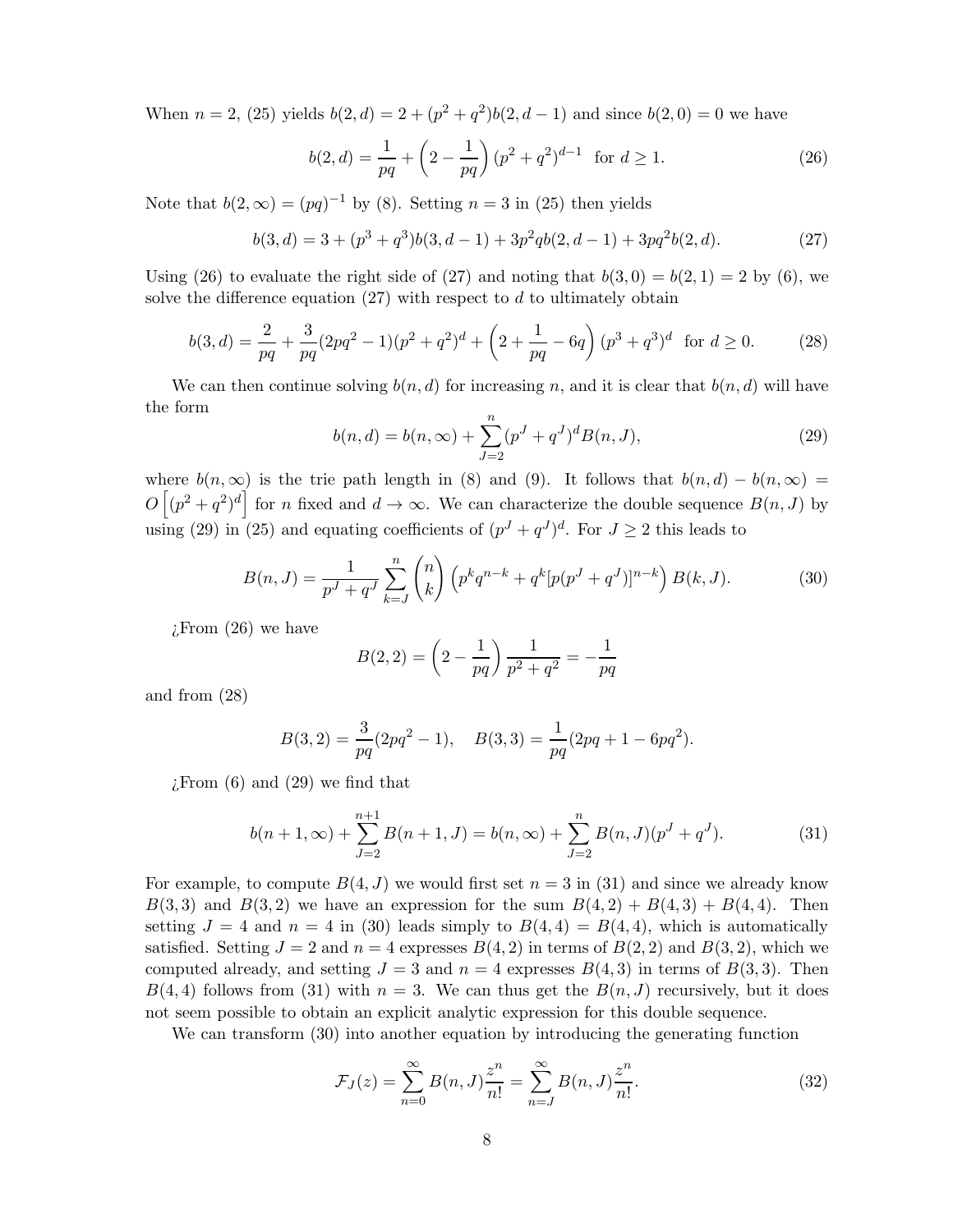When $n = 2$, (25) yields $b(2, d) = 2 + (p^2 + q^2)b(2, d-1)$ and since $b(2, 0) = 0$ we have

$$b(2, d) = \frac{1}{pq} + \left(2 - \frac{1}{pq}\right)(p^2 + q^2)^{d-1} \quad \text{for } d \geq 1. \tag{26}$$

Note that $b(2, \infty) = (pq)^{-1}$ by (8). Setting $n = 3$ in (25) then yields

$$b(3, d) = 3 + (p^3 + q^3)b(3, d-1) + 3p^2 q b(2, d-1) + 3pq^2 b(2, d). \tag{27}$$

Using (26) to evaluate the right side of (27) and noting that $b(3, 0) = b(2, 1) = 2$ by (6), we solve the difference equation (27) with respect to $d$ to ultimately obtain

$$b(3, d) = \frac{2}{pq} + \frac{3}{pq}(2pq^2 - 1)(p^2 + q^2)^d + \left(2 + \frac{1}{pq} - 6q\right)(p^3 + q^3)^d \quad \text{for } d \geq 0. \tag{28}$$

We can then continue solving $b(n, d)$ for increasing $n$, and it is clear that $b(n, d)$ will have the form

$$b(n, d) = b(n, \infty) + \sum_{J=2}^{n} (p^J + q^J)^d B(n, J), \tag{29}$$

where $b(n, \infty)$ is the trie path length in (8) and (9). It follows that $b(n, d) - b(n, \infty) = O\left[(p^2 + q^2)^d\right]$ for $n$ fixed and $d \to \infty$. We can characterize the double sequence $B(n, J)$ by using (29) in (25) and equating coefficients of $(p^J + q^J)^d$. For $J \geq 2$ this leads to

$$B(n, J) = \frac{1}{p^J + q^J} \sum_{k=J}^{n} \binom{n}{k} \left(p^k q^{n-k} + q^k [p(p^J + q^J)]^{n-k}\right) B(k, J). \tag{30}$$

¿From (26) we have

$$B(2, 2) = \left(2 - \frac{1}{pq}\right) \frac{1}{p^2 + q^2} = -\frac{1}{pq}$$

and from (28)

$$B(3, 2) = \frac{3}{pq}(2pq^2 - 1), \quad B(3, 3) = \frac{1}{pq}(2pq + 1 - 6pq^2).$$

¿From (6) and (29) we find that

$$b(n+1, \infty) + \sum_{J=2}^{n+1} B(n+1, J) = b(n, \infty) + \sum_{J=2}^{n} B(n, J)(p^J + q^J). \tag{31}$$

For example, to compute $B(4, J)$ we would first set $n = 3$ in (31) and since we already know $B(3, 3)$ and $B(3, 2)$ we have an expression for the sum $B(4, 2) + B(4, 3) + B(4, 4)$. Then setting $J = 4$ and $n = 4$ in (30) leads simply to $B(4, 4) = B(4, 4)$, which is automatically satisfied. Setting $J = 2$ and $n = 4$ expresses $B(4, 2)$ in terms of $B(2, 2)$ and $B(3, 2)$, which we computed already, and setting $J = 3$ and $n = 4$ expresses $B(4, 3)$ in terms of $B(3, 3)$. Then $B(4, 4)$ follows from (31) with $n = 3$. We can thus get the $B(n, J)$ recursively, but it does not seem possible to obtain an explicit analytic expression for this double sequence.

We can transform (30) into another equation by introducing the generating function

$$\mathcal{F}_J(z) = \sum_{n=0}^{\infty} B(n, J) \frac{z^n}{n!} = \sum_{n=J}^{\infty} B(n, J) \frac{z^n}{n!}. \tag{32}$$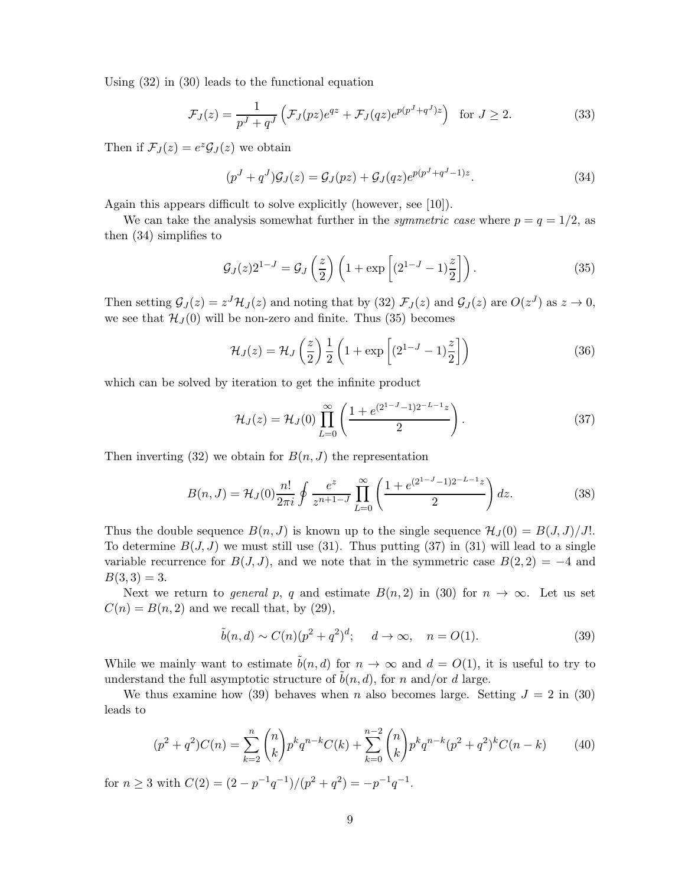Using (32) in (30) leads to the functional equation

$$\mathcal{F}_J(z) = \frac{1}{p^J + q^J} \left( \mathcal{F}_J(pz)e^{qz} + \mathcal{F}_J(qz)e^{p(p^J+q^J)z} \right) \quad \text{for } J \geq 2. \tag{33}$$

Then if $\mathcal{F}_J(z) = e^z \mathcal{G}_J(z)$ we obtain

$$(p^J + q^J)\mathcal{G}_J(z) = \mathcal{G}_J(pz) + \mathcal{G}_J(qz)e^{p(p^J+q^J-1)z}. \tag{34}$$

Again this appears difficult to solve explicitly (however, see [10]).

We can take the analysis somewhat further in the *symmetric case* where $p = q = 1/2$, as then (34) simplifies to

$$\mathcal{G}_J(z)2^{1-J} = \mathcal{G}_J\left(\frac{z}{2}\right)\left(1 + \exp\left[(2^{1-J} - 1)\frac{z}{2}\right]\right). \tag{35}$$

Then setting $\mathcal{G}_J(z) = z^J \mathcal{H}_J(z)$ and noting that by (32) $\mathcal{F}_J(z)$ and $\mathcal{G}_J(z)$ are $O(z^J)$ as $z \to 0$, we see that $\mathcal{H}_J(0)$ will be non-zero and finite. Thus (35) becomes

$$\mathcal{H}_J(z) = \mathcal{H}_J\left(\frac{z}{2}\right)\frac{1}{2}\left(1 + \exp\left[(2^{1-J} - 1)\frac{z}{2}\right]\right) \tag{36}$$

which can be solved by iteration to get the infinite product

$$\mathcal{H}_J(z) = \mathcal{H}_J(0) \prod_{L=0}^{\infty} \left( \frac{1 + e^{(2^{1-J}-1)2^{-L-1}z}}{2} \right). \tag{37}$$

Then inverting (32) we obtain for $B(n, J)$ the representation

$$B(n, J) = \mathcal{H}_J(0)\frac{n!}{2\pi i} \oint \frac{e^z}{z^{n+1-J}} \prod_{L=0}^{\infty} \left( \frac{1 + e^{(2^{1-J}-1)2^{-L-1}z}}{2} \right) dz. \tag{38}$$

Thus the double sequence $B(n, J)$ is known up to the single sequence $\mathcal{H}_J(0) = B(J, J)/J!$. To determine $B(J, J)$ we must still use (31). Thus putting (37) in (31) will lead to a single variable recurrence for $B(J, J)$, and we note that in the symmetric case $B(2, 2) = -4$ and $B(3, 3) = 3$.

Next we return to *general* $p$, $q$ and estimate $B(n, 2)$ in (30) for $n \to \infty$. Let us set $C(n) = B(n, 2)$ and we recall that, by (29),

$$\tilde{b}(n, d) \sim C(n)(p^2 + q^2)^d; \quad d \to \infty, \quad n = O(1). \tag{39}$$

While we mainly want to estimate $\tilde{b}(n, d)$ for $n \to \infty$ and $d = O(1)$, it is useful to try to understand the full asymptotic structure of $\tilde{b}(n, d)$, for $n$ and/or $d$ large.

We thus examine how (39) behaves when $n$ also becomes large. Setting $J = 2$ in (30) leads to

$$(p^2 + q^2)C(n) = \sum_{k=2}^{n} \binom{n}{k} p^k q^{n-k} C(k) + \sum_{k=0}^{n-2} \binom{n}{k} p^k q^{n-k} (p^2 + q^2)^k C(n - k) \tag{40}$$

for $n \geq 3$ with $C(2) = (2 - p^{-1}q^{-1})/(p^2 + q^2) = -p^{-1}q^{-1}$.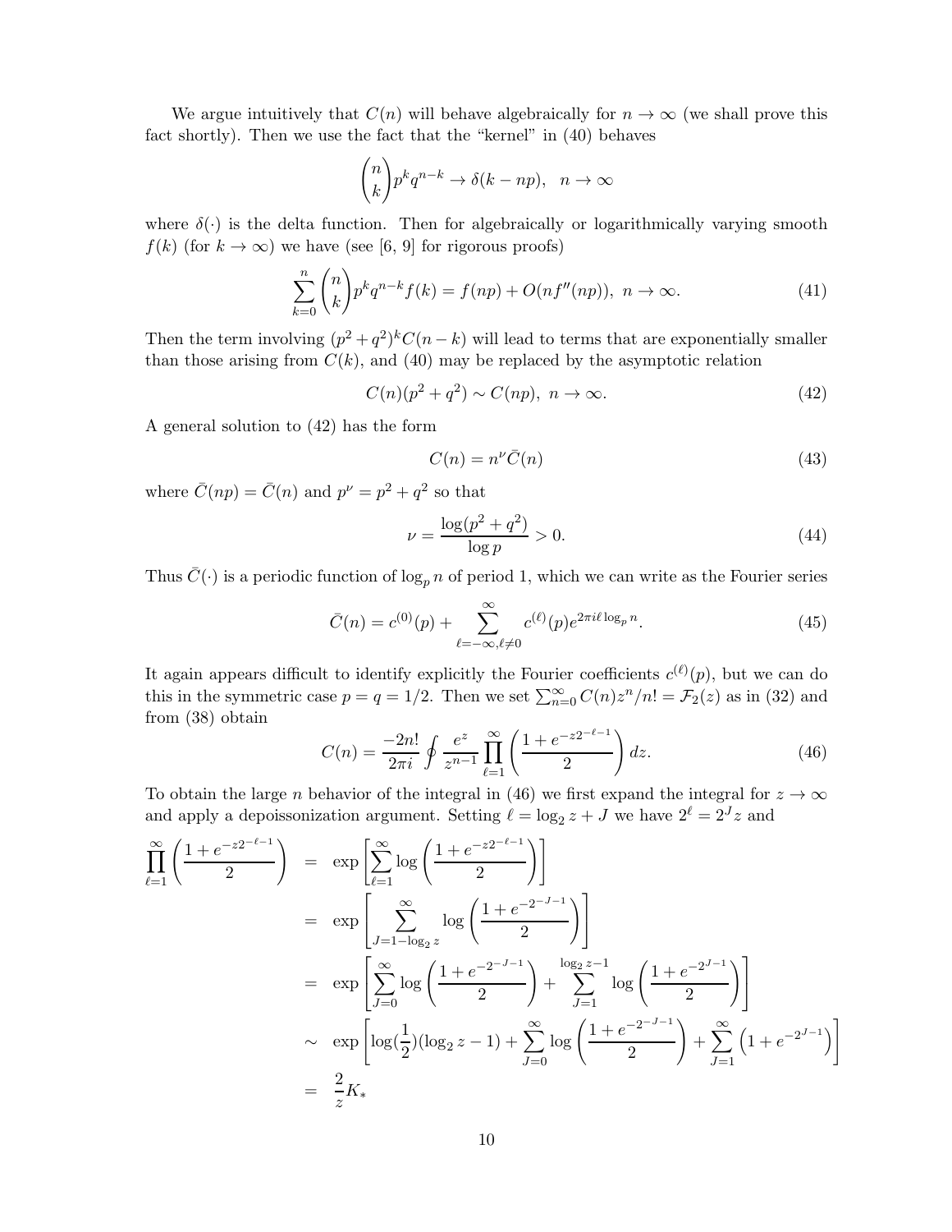We argue intuitively that $C(n)$ will behave algebraically for $n \to \infty$ (we shall prove this fact shortly). Then we use the fact that the "kernel" in (40) behaves

$$\binom{n}{k} p^k q^{n-k} \to \delta(k - np), \quad n \to \infty$$

where $\delta(\cdot)$ is the delta function. Then for algebraically or logarithmically varying smooth $f(k)$ (for $k \to \infty$) we have (see [6, 9] for rigorous proofs)

$$\sum_{k=0}^{n} \binom{n}{k} p^k q^{n-k} f(k) = f(np) + O(nf''(np)), \; n \to \infty. \tag{41}$$

Then the term involving $(p^2+q^2)^k C(n-k)$ will lead to terms that are exponentially smaller than those arising from $C(k)$, and (40) may be replaced by the asymptotic relation

$$C(n)(p^2+q^2) \sim C(np), \; n \to \infty. \tag{42}$$

A general solution to (42) has the form

$$C(n) = n^{\nu} \bar{C}(n) \tag{43}$$

where $\bar{C}(np) = \bar{C}(n)$ and $p^{\nu} = p^2 + q^2$ so that

$$\nu = \frac{\log(p^2+q^2)}{\log p} > 0. \tag{44}$$

Thus $\bar{C}(\cdot)$ is a periodic function of $\log_p n$ of period 1, which we can write as the Fourier series

$$\bar{C}(n) = c^{(0)}(p) + \sum_{\ell=-\infty, \ell \neq 0}^{\infty} c^{(\ell)}(p) e^{2\pi i \ell \log_p n}. \tag{45}$$

It again appears difficult to identify explicitly the Fourier coefficients $c^{(\ell)}(p)$, but we can do this in the symmetric case $p = q = 1/2$. Then we set $\sum_{n=0}^{\infty} C(n) z^n / n! = \mathcal{F}_2(z)$ as in (32) and from (38) obtain

$$C(n) = \frac{-2n!}{2\pi i} \oint \frac{e^z}{z^{n-1}} \prod_{\ell=1}^{\infty} \left( \frac{1 + e^{-z 2^{-\ell-1}}}{2} \right) dz. \tag{46}$$

To obtain the large $n$ behavior of the integral in (46) we first expand the integral for $z \to \infty$ and apply a depoissonization argument. Setting $\ell = \log_2 z + J$ we have $2^{\ell} = 2^J z$ and

$$\begin{aligned}
\prod_{\ell=1}^{\infty} \left( \frac{1 + e^{-z 2^{-\ell-1}}}{2} \right) &= \exp\left[ \sum_{\ell=1}^{\infty} \log\left( \frac{1 + e^{-z 2^{-\ell-1}}}{2} \right) \right] \\
&= \exp\left[ \sum_{J=1-\log_2 z}^{\infty} \log\left( \frac{1 + e^{-2^{-J-1}}}{2} \right) \right] \\
&= \exp\left[ \sum_{J=0}^{\infty} \log\left( \frac{1 + e^{-2^{-J-1}}}{2} \right) + \sum_{J=1}^{\log_2 z - 1} \log\left( \frac{1 + e^{-2^{J-1}}}{2} \right) \right] \\
&\sim \exp\left[ \log(\tfrac{1}{2})(\log_2 z - 1) + \sum_{J=0}^{\infty} \log\left( \frac{1 + e^{-2^{-J-1}}}{2} \right) + \sum_{J=1}^{\infty} \left( 1 + e^{-2^{J-1}} \right) \right] \\
&= \frac{2}{z} K_*
\end{aligned}$$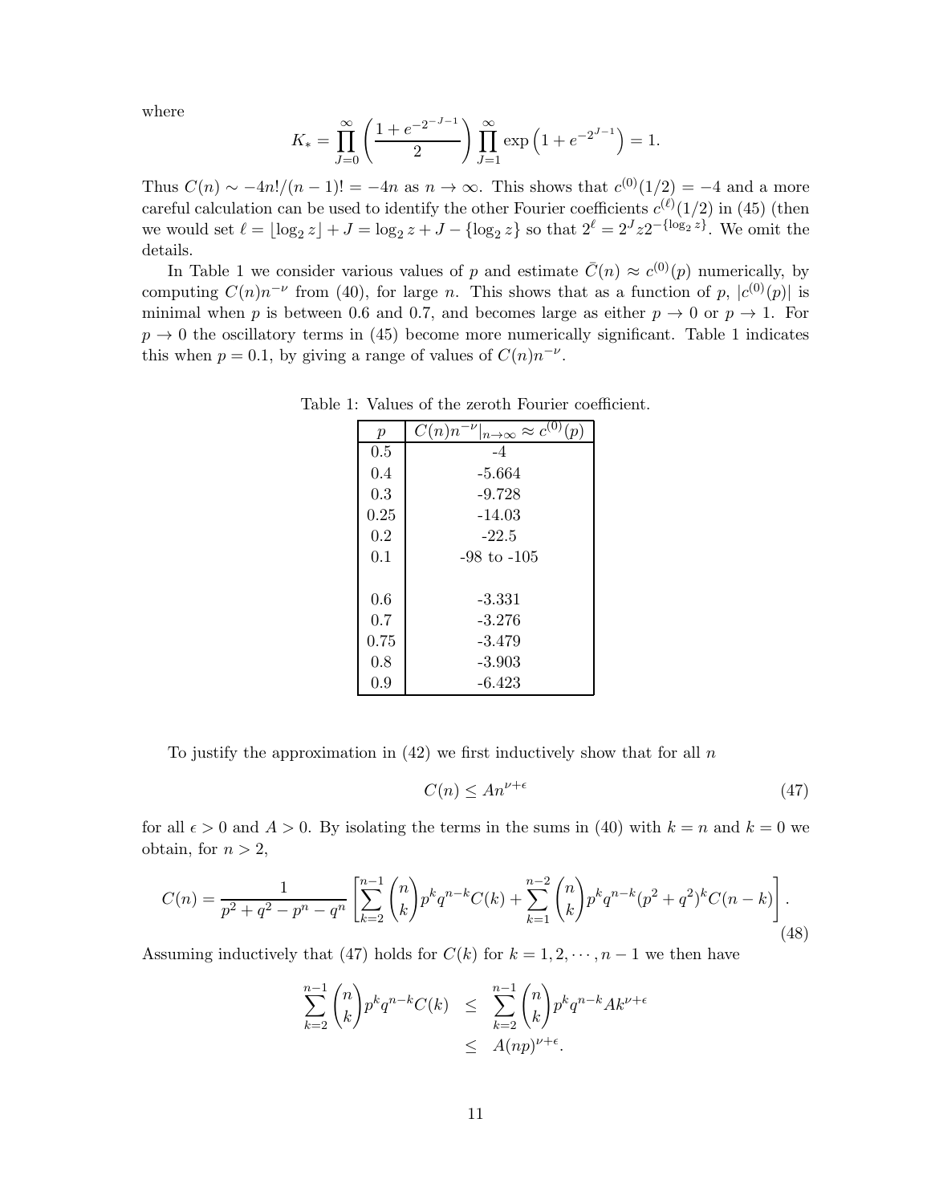where

$$K_* = \prod_{J=0}^{\infty} \left( \frac{1 + e^{-2^{-J-1}}}{2} \right) \prod_{J=1}^{\infty} \exp\left(1 + e^{-2^{J-1}}\right) = 1.$$

Thus $C(n) \sim -4n!/(n-1)! = -4n$ as $n \to \infty$. This shows that $c^{(0)}(1/2) = -4$ and a more careful calculation can be used to identify the other Fourier coefficients $c^{(\ell)}(1/2)$ in (45) (then we would set $\ell = \lfloor \log_2 z \rfloor + J = \log_2 z + J - \{\log_2 z\}$ so that $2^\ell = 2^J z 2^{-\{\log_2 z\}}$. We omit the details.

In Table 1 we consider various values of $p$ and estimate $\bar{C}(n) \approx c^{(0)}(p)$ numerically, by computing $C(n)n^{-\nu}$ from (40), for large $n$. This shows that as a function of $p$, $|c^{(0)}(p)|$ is minimal when $p$ is between 0.6 and 0.7, and becomes large as either $p \to 0$ or $p \to 1$. For $p \to 0$ the oscillatory terms in (45) become more numerically significant. Table 1 indicates this when $p = 0.1$, by giving a range of values of $C(n)n^{-\nu}$.

Table 1: Values of the zeroth Fourier coefficient.

| $p$ | $C(n)n^{-\nu}\|_{n\to\infty} \approx c^{(0)}(p)$ |
|---|---|
| 0.5 | -4 |
| 0.4 | -5.664 |
| 0.3 | -9.728 |
| 0.25 | -14.03 |
| 0.2 | -22.5 |
| 0.1 | -98 to -105 |
| | |
| 0.6 | -3.331 |
| 0.7 | -3.276 |
| 0.75 | -3.479 |
| 0.8 | -3.903 |
| 0.9 | -6.423 |

To justify the approximation in (42) we first inductively show that for all $n$

$$C(n) \leq An^{\nu+\epsilon} \tag{47}$$

for all $\epsilon > 0$ and $A > 0$. By isolating the terms in the sums in (40) with $k = n$ and $k = 0$ we obtain, for $n > 2$,

$$C(n) = \frac{1}{p^2 + q^2 - p^n - q^n} \left[ \sum_{k=2}^{n-1} \binom{n}{k} p^k q^{n-k} C(k) + \sum_{k=1}^{n-2} \binom{n}{k} p^k q^{n-k} (p^2+q^2)^k C(n-k) \right]. \tag{48}$$

Assuming inductively that (47) holds for $C(k)$ for $k = 1, 2, \cdots, n-1$ we then have

$$\begin{aligned} \sum_{k=2}^{n-1} \binom{n}{k} p^k q^{n-k} C(k) &\leq \sum_{k=2}^{n-1} \binom{n}{k} p^k q^{n-k} A k^{\nu+\epsilon} \\ &\leq A(np)^{\nu+\epsilon}. \end{aligned}$$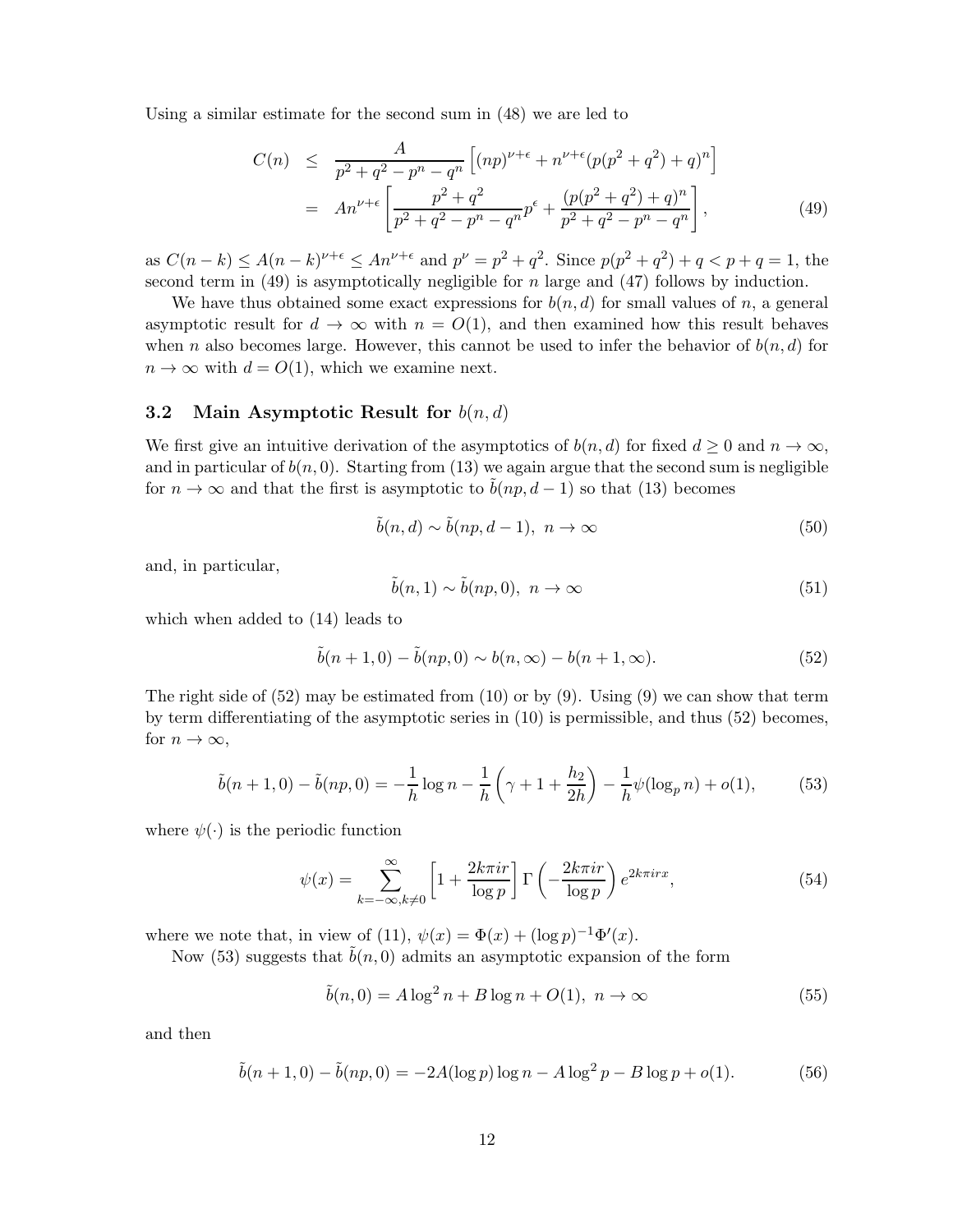Using a similar estimate for the second sum in (48) we are led to

$$
\begin{aligned}
C(n) &\leq \frac{A}{p^2+q^2-p^n-q^n}\left[(np)^{\nu+\epsilon} + n^{\nu+\epsilon}(p(p^2+q^2)+q)^n\right] \\
&= An^{\nu+\epsilon}\left[\frac{p^2+q^2}{p^2+q^2-p^n-q^n}p^{\epsilon} + \frac{(p(p^2+q^2)+q)^n}{p^2+q^2-p^n-q^n}\right], \qquad (49)
\end{aligned}
$$

as $C(n-k) \leq A(n-k)^{\nu+\epsilon} \leq An^{\nu+\epsilon}$ and $p^{\nu} = p^2+q^2$. Since $p(p^2+q^2)+q < p+q = 1$, the second term in (49) is asymptotically negligible for $n$ large and (47) follows by induction.

We have thus obtained some exact expressions for $b(n,d)$ for small values of $n$, a general asymptotic result for $d \to \infty$ with $n = O(1)$, and then examined how this result behaves when $n$ also becomes large. However, this cannot be used to infer the behavior of $b(n,d)$ for $n \to \infty$ with $d = O(1)$, which we examine next.

### 3.2 Main Asymptotic Result for $b(n,d)$

We first give an intuitive derivation of the asymptotics of $b(n,d)$ for fixed $d \geq 0$ and $n \to \infty$, and in particular of $b(n,0)$. Starting from (13) we again argue that the second sum is negligible for $n \to \infty$ and that the first is asymptotic to $\tilde{b}(np, d-1)$ so that (13) becomes

$$
\tilde{b}(n,d) \sim \tilde{b}(np, d-1), \; n \to \infty \qquad (50)
$$

and, in particular,

$$
\tilde{b}(n,1) \sim \tilde{b}(np, 0), \; n \to \infty \qquad (51)
$$

which when added to (14) leads to

$$
\tilde{b}(n+1,0) - \tilde{b}(np,0) \sim b(n,\infty) - b(n+1,\infty). \qquad (52)
$$

The right side of (52) may be estimated from (10) or by (9). Using (9) we can show that term by term differentiating of the asymptotic series in (10) is permissible, and thus (52) becomes, for $n \to \infty$,

$$
\tilde{b}(n+1,0) - \tilde{b}(np,0) = -\frac{1}{h}\log n - \frac{1}{h}\left(\gamma + 1 + \frac{h_2}{2h}\right) - \frac{1}{h}\psi(\log_p n) + o(1), \qquad (53)
$$

where $\psi(\cdot)$ is the periodic function

$$
\psi(x) = \sum_{k=-\infty, k\neq 0}^{\infty} \left[1 + \frac{2k\pi i r}{\log p}\right] \Gamma\left(-\frac{2k\pi i r}{\log p}\right) e^{2k\pi i r x}, \qquad (54)
$$

where we note that, in view of (11), $\psi(x) = \Phi(x) + (\log p)^{-1}\Phi'(x)$.

Now (53) suggests that $\tilde{b}(n,0)$ admits an asymptotic expansion of the form

$$
\tilde{b}(n,0) = A\log^2 n + B\log n + O(1), \; n \to \infty \qquad (55)
$$

and then

$$
\tilde{b}(n+1,0) - \tilde{b}(np,0) = -2A(\log p)\log n - A\log^2 p - B\log p + o(1). \qquad (56)
$$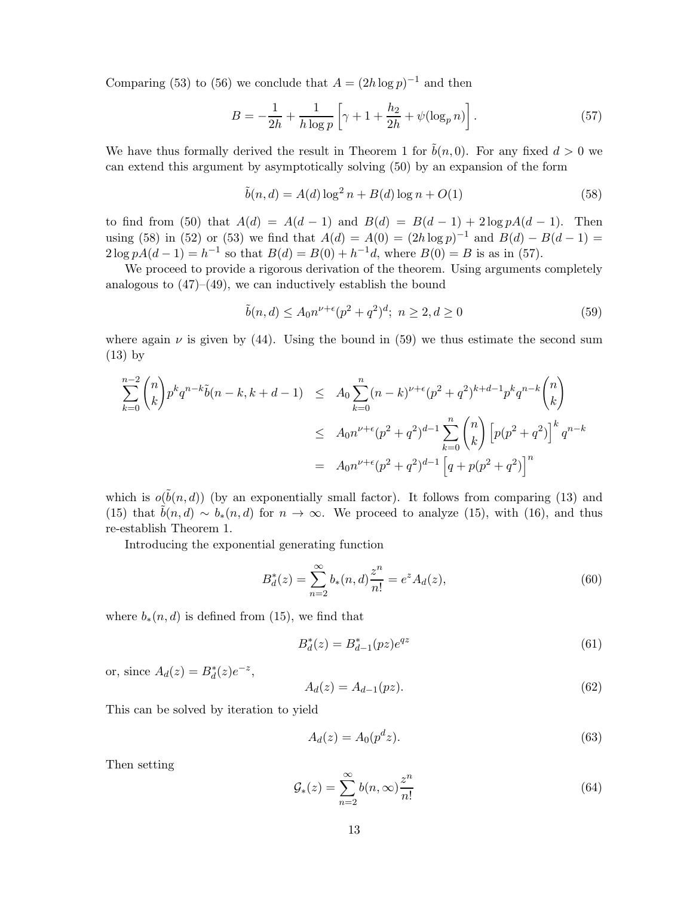Comparing (53) to (56) we conclude that $A = (2h \log p)^{-1}$ and then

$$B = -\frac{1}{2h} + \frac{1}{h \log p}\left[\gamma + 1 + \frac{h_2}{2h} + \psi(\log_p n)\right]. \tag{57}$$

We have thus formally derived the result in Theorem 1 for $\tilde{b}(n, 0)$. For any fixed $d > 0$ we can extend this argument by asymptotically solving (50) by an expansion of the form

$$\tilde{b}(n, d) = A(d)\log^2 n + B(d)\log n + O(1) \tag{58}$$

to find from (50) that $A(d) = A(d-1)$ and $B(d) = B(d-1) + 2\log pA(d-1)$. Then using (58) in (52) or (53) we find that $A(d) = A(0) = (2h \log p)^{-1}$ and $B(d) - B(d-1) = 2\log pA(d-1) = h^{-1}$ so that $B(d) = B(0) + h^{-1}d$, where $B(0) = B$ is as in (57).

We proceed to provide a rigorous derivation of the theorem. Using arguments completely analogous to (47)–(49), we can inductively establish the bound

$$\tilde{b}(n, d) \le A_0 n^{\nu+\epsilon}(p^2 + q^2)^d;\ n \ge 2, d \ge 0 \tag{59}$$

where again $\nu$ is given by (44). Using the bound in (59) we thus estimate the second sum (13) by

$$\begin{aligned}
\sum_{k=0}^{n-2}\binom{n}{k}p^k q^{n-k}\tilde{b}(n-k, k+d-1) &\le A_0\sum_{k=0}^{n}(n-k)^{\nu+\epsilon}(p^2+q^2)^{k+d-1}p^k q^{n-k}\binom{n}{k} \\
&\le A_0 n^{\nu+\epsilon}(p^2+q^2)^{d-1}\sum_{k=0}^{n}\binom{n}{k}\left[p(p^2+q^2)\right]^k q^{n-k} \\
&= A_0 n^{\nu+\epsilon}(p^2+q^2)^{d-1}\left[q + p(p^2+q^2)\right]^n
\end{aligned}$$

which is $o(\tilde{b}(n, d))$ (by an exponentially small factor). It follows from comparing (13) and (15) that $\tilde{b}(n, d) \sim b_*(n, d)$ for $n \to \infty$. We proceed to analyze (15), with (16), and thus re-establish Theorem 1.

Introducing the exponential generating function

$$B_d^*(z) = \sum_{n=2}^{\infty} b_*(n, d)\frac{z^n}{n!} = e^z A_d(z), \tag{60}$$

where $b_*(n, d)$ is defined from (15), we find that

$$B_d^*(z) = B_{d-1}^*(pz)e^{qz} \tag{61}$$

or, since $A_d(z) = B_d^*(z)e^{-z}$,

$$A_d(z) = A_{d-1}(pz). \tag{62}$$

This can be solved by iteration to yield

$$A_d(z) = A_0(p^d z). \tag{63}$$

Then setting

$$\mathcal{G}_*(z) = \sum_{n=2}^{\infty} b(n, \infty)\frac{z^n}{n!} \tag{64}$$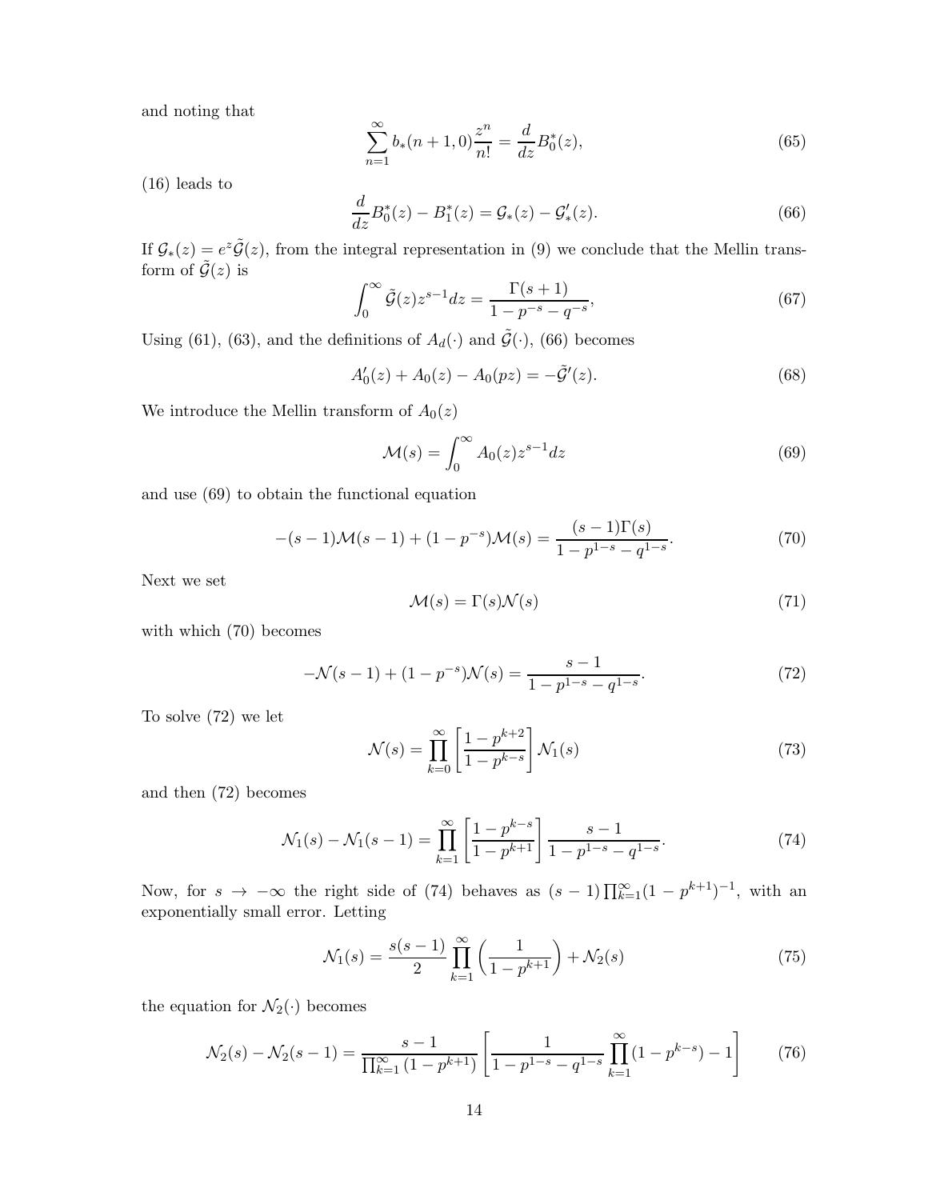and noting that

$$\sum_{n=1}^{\infty} b_*(n+1,0)\frac{z^n}{n!} = \frac{d}{dz}B_0^*(z), \tag{65}$$

(16) leads to

$$\frac{d}{dz}B_0^*(z) - B_1^*(z) = \mathcal{G}_*(z) - \mathcal{G}_*'(z). \tag{66}$$

If $\mathcal{G}_*(z) = e^z\tilde{\mathcal{G}}(z)$, from the integral representation in (9) we conclude that the Mellin transform of $\tilde{\mathcal{G}}(z)$ is

$$\int_0^{\infty} \tilde{\mathcal{G}}(z)z^{s-1}dz = \frac{\Gamma(s+1)}{1-p^{-s}-q^{-s}}, \tag{67}$$

Using (61), (63), and the definitions of $A_d(\cdot)$ and $\tilde{\mathcal{G}}(\cdot)$, (66) becomes

$$A_0'(z) + A_0(z) - A_0(pz) = -\tilde{\mathcal{G}}'(z). \tag{68}$$

We introduce the Mellin transform of $A_0(z)$

$$\mathcal{M}(s) = \int_0^{\infty} A_0(z)z^{s-1}dz \tag{69}$$

and use (69) to obtain the functional equation

$$-(s-1)\mathcal{M}(s-1) + (1-p^{-s})\mathcal{M}(s) = \frac{(s-1)\Gamma(s)}{1-p^{1-s}-q^{1-s}}. \tag{70}$$

Next we set

$$\mathcal{M}(s) = \Gamma(s)\mathcal{N}(s) \tag{71}$$

with which (70) becomes

$$-\mathcal{N}(s-1) + (1-p^{-s})\mathcal{N}(s) = \frac{s-1}{1-p^{1-s}-q^{1-s}}. \tag{72}$$

To solve (72) we let

$$\mathcal{N}(s) = \prod_{k=0}^{\infty}\left[\frac{1-p^{k+2}}{1-p^{k-s}}\right]\mathcal{N}_1(s) \tag{73}$$

and then (72) becomes

$$\mathcal{N}_1(s) - \mathcal{N}_1(s-1) = \prod_{k=1}^{\infty}\left[\frac{1-p^{k-s}}{1-p^{k+1}}\right]\frac{s-1}{1-p^{1-s}-q^{1-s}}. \tag{74}$$

Now, for $s \to -\infty$ the right side of (74) behaves as $(s-1)\prod_{k=1}^{\infty}(1-p^{k+1})^{-1}$, with an exponentially small error. Letting

$$\mathcal{N}_1(s) = \frac{s(s-1)}{2}\prod_{k=1}^{\infty}\left(\frac{1}{1-p^{k+1}}\right) + \mathcal{N}_2(s) \tag{75}$$

the equation for $\mathcal{N}_2(\cdot)$ becomes

$$\mathcal{N}_2(s) - \mathcal{N}_2(s-1) = \frac{s-1}{\prod_{k=1}^{\infty}(1-p^{k+1})}\left[\frac{1}{1-p^{1-s}-q^{1-s}}\prod_{k=1}^{\infty}(1-p^{k-s}) - 1\right] \tag{76}$$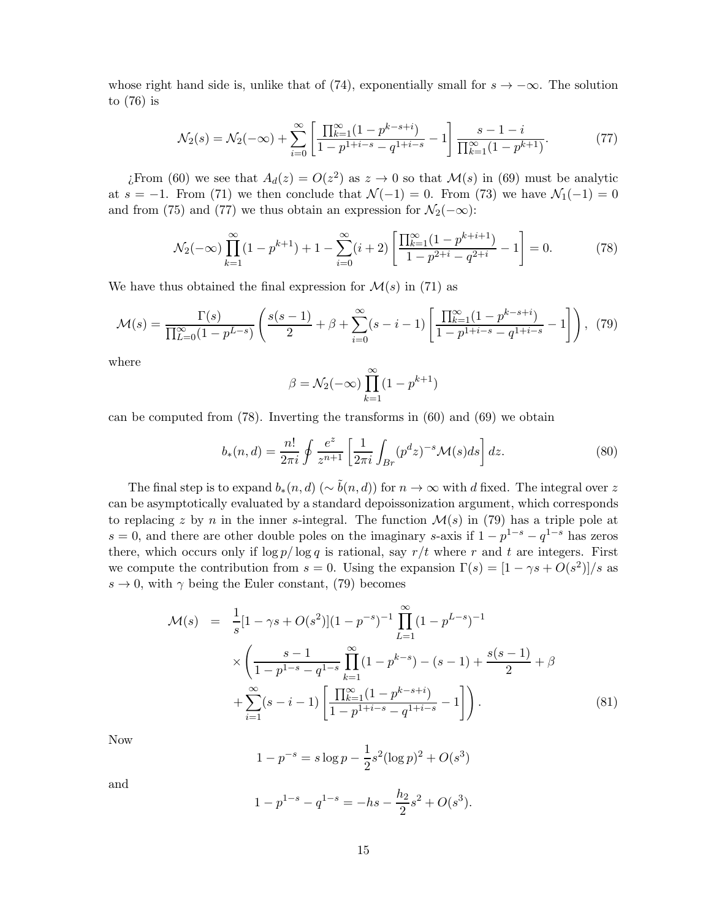whose right hand side is, unlike that of (74), exponentially small for $s \to -\infty$. The solution to (76) is

$$\mathcal{N}_2(s) = \mathcal{N}_2(-\infty) + \sum_{i=0}^{\infty} \left[ \frac{\prod_{k=1}^{\infty}(1-p^{k-s+i})}{1-p^{1+i-s}-q^{1+i-s}} - 1 \right] \frac{s-1-i}{\prod_{k=1}^{\infty}(1-p^{k+1})}. \tag{77}$$

¿From (60) we see that $A_d(z) = O(z^2)$ as $z \to 0$ so that $\mathcal{M}(s)$ in (69) must be analytic at $s = -1$. From (71) we then conclude that $\mathcal{N}(-1) = 0$. From (73) we have $\mathcal{N}_1(-1) = 0$ and from (75) and (77) we thus obtain an expression for $\mathcal{N}_2(-\infty)$:

$$\mathcal{N}_2(-\infty) \prod_{k=1}^{\infty}(1-p^{k+1}) + 1 - \sum_{i=0}^{\infty}(i+2) \left[ \frac{\prod_{k=1}^{\infty}(1-p^{k+i+1})}{1-p^{2+i}-q^{2+i}} - 1 \right] = 0. \tag{78}$$

We have thus obtained the final expression for $\mathcal{M}(s)$ in (71) as

$$\mathcal{M}(s) = \frac{\Gamma(s)}{\prod_{L=0}^{\infty}(1-p^{L-s})} \left( \frac{s(s-1)}{2} + \beta + \sum_{i=0}^{\infty}(s-i-1) \left[ \frac{\prod_{k=1}^{\infty}(1-p^{k-s+i})}{1-p^{1+i-s}-q^{1+i-s}} - 1 \right] \right), \tag{79}$$

where

$$\beta = \mathcal{N}_2(-\infty) \prod_{k=1}^{\infty}(1-p^{k+1})$$

can be computed from (78). Inverting the transforms in (60) and (69) we obtain

$$b_*(n,d) = \frac{n!}{2\pi i} \oint \frac{e^z}{z^{n+1}} \left[ \frac{1}{2\pi i} \int_{Br} (p^d z)^{-s} \mathcal{M}(s) ds \right] dz. \tag{80}$$

The final step is to expand $b_*(n,d)$ ($\sim \tilde{b}(n,d)$) for $n \to \infty$ with $d$ fixed. The integral over $z$ can be asymptotically evaluated by a standard depoissonization argument, which corresponds to replacing $z$ by $n$ in the inner $s$-integral. The function $\mathcal{M}(s)$ in (79) has a triple pole at $s = 0$, and there are other double poles on the imaginary $s$-axis if $1 - p^{1-s} - q^{1-s}$ has zeros there, which occurs only if $\log p / \log q$ is rational, say $r/t$ where $r$ and $t$ are integers. First we compute the contribution from $s = 0$. Using the expansion $\Gamma(s) = [1 - \gamma s + O(s^2)]/s$ as $s \to 0$, with $\gamma$ being the Euler constant, (79) becomes

$$\begin{aligned} \mathcal{M}(s) &= \frac{1}{s}[1 - \gamma s + O(s^2)](1-p^{-s})^{-1} \prod_{L=1}^{\infty}(1-p^{L-s})^{-1} \\ &\quad \times \left( \frac{s-1}{1-p^{1-s}-q^{1-s}} \prod_{k=1}^{\infty}(1-p^{k-s}) - (s-1) + \frac{s(s-1)}{2} + \beta \right. \\ &\quad \left. + \sum_{i=1}^{\infty}(s-i-1) \left[ \frac{\prod_{k=1}^{\infty}(1-p^{k-s+i})}{1-p^{1+i-s}-q^{1+i-s}} - 1 \right] \right). \end{aligned} \tag{81}$$

Now

$$1 - p^{-s} = s \log p - \frac{1}{2} s^2 (\log p)^2 + O(s^3)$$

and

$$1 - p^{1-s} - q^{1-s} = -hs - \frac{h_2}{2} s^2 + O(s^3).$$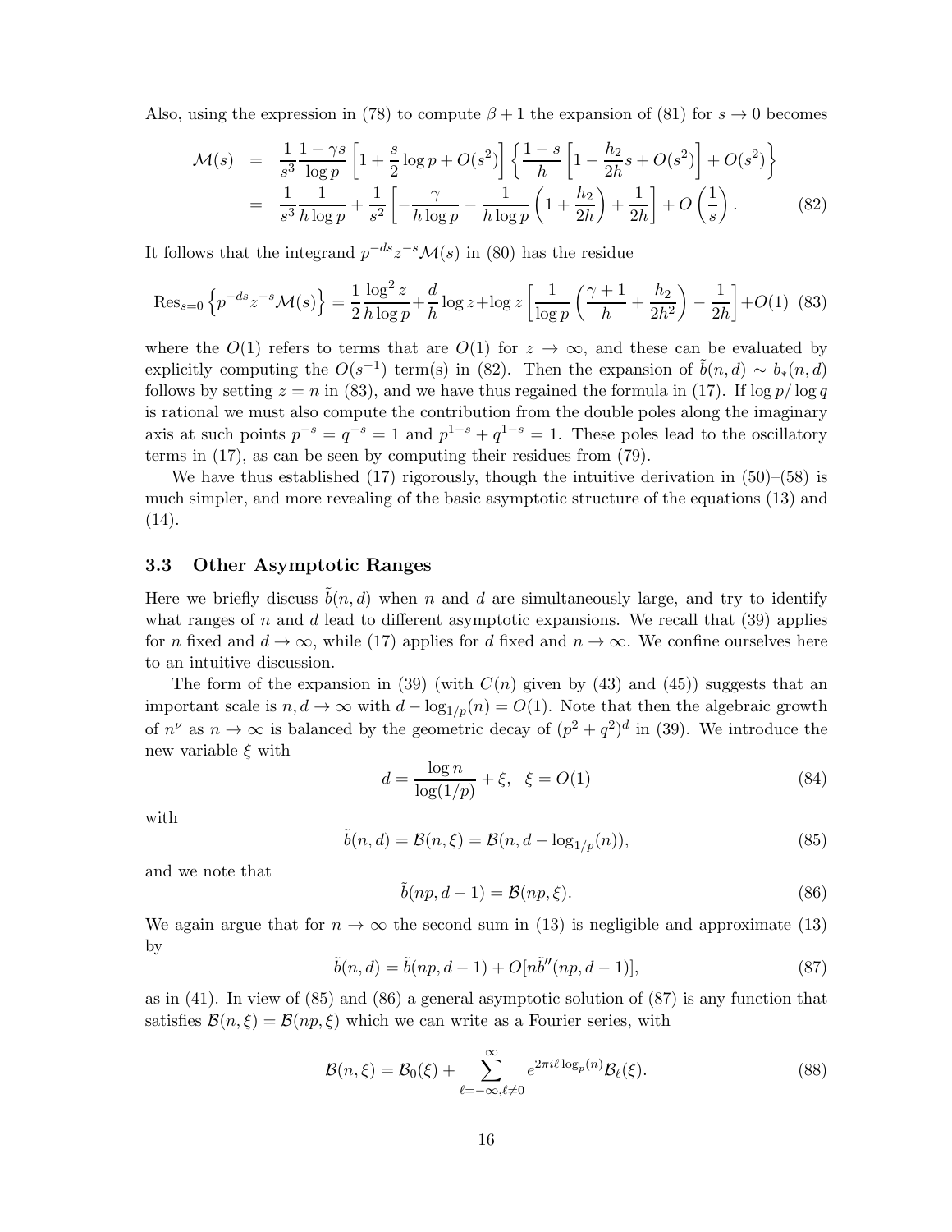Also, using the expression in (78) to compute $\beta + 1$ the expansion of (81) for $s \to 0$ becomes

$$
\begin{aligned}
\mathcal{M}(s) &= \frac{1}{s^3}\frac{1-\gamma s}{\log p}\left[1 + \frac{s}{2}\log p + O(s^2)\right]\left\{\frac{1-s}{h}\left[1 - \frac{h_2}{2h}s + O(s^2)\right] + O(s^2)\right\} \\
&= \frac{1}{s^3}\frac{1}{h\log p} + \frac{1}{s^2}\left[-\frac{\gamma}{h\log p} - \frac{1}{h\log p}\left(1 + \frac{h_2}{2h}\right) + \frac{1}{2h}\right] + O\left(\frac{1}{s}\right).
\end{aligned}
\tag{82}
$$

It follows that the integrand $p^{-ds}z^{-s}\mathcal{M}(s)$ in (80) has the residue

$$
\mathrm{Res}_{s=0}\left\{p^{-ds}z^{-s}\mathcal{M}(s)\right\} = \frac{1}{2}\frac{\log^2 z}{h\log p} + \frac{d}{h}\log z + \log z\left[\frac{1}{\log p}\left(\frac{\gamma+1}{h} + \frac{h_2}{2h^2}\right) - \frac{1}{2h}\right] + O(1) \tag{83}
$$

where the $O(1)$ refers to terms that are $O(1)$ for $z \to \infty$, and these can be evaluated by explicitly computing the $O(s^{-1})$ term(s) in (82). Then the expansion of $\tilde{b}(n,d) \sim b_*(n,d)$ follows by setting $z = n$ in (83), and we have thus regained the formula in (17). If $\log p/\log q$ is rational we must also compute the contribution from the double poles along the imaginary axis at such points $p^{-s} = q^{-s} = 1$ and $p^{1-s} + q^{1-s} = 1$. These poles lead to the oscillatory terms in (17), as can be seen by computing their residues from (79).

We have thus established (17) rigorously, though the intuitive derivation in (50)–(58) is much simpler, and more revealing of the basic asymptotic structure of the equations (13) and (14).

### 3.3 Other Asymptotic Ranges

Here we briefly discuss $\tilde{b}(n,d)$ when $n$ and $d$ are simultaneously large, and try to identify what ranges of $n$ and $d$ lead to different asymptotic expansions. We recall that (39) applies for $n$ fixed and $d \to \infty$, while (17) applies for $d$ fixed and $n \to \infty$. We confine ourselves here to an intuitive discussion.

The form of the expansion in (39) (with $C(n)$ given by (43) and (45)) suggests that an important scale is $n, d \to \infty$ with $d - \log_{1/p}(n) = O(1)$. Note that then the algebraic growth of $n^\nu$ as $n \to \infty$ is balanced by the geometric decay of $(p^2+q^2)^d$ in (39). We introduce the new variable $\xi$ with

$$
d = \frac{\log n}{\log(1/p)} + \xi, \quad \xi = O(1) \tag{84}
$$

with

$$
\tilde{b}(n,d) = \mathcal{B}(n,\xi) = \mathcal{B}(n, d - \log_{1/p}(n)), \tag{85}
$$

and we note that

$$
\tilde{b}(np, d-1) = \mathcal{B}(np, \xi). \tag{86}
$$

We again argue that for $n \to \infty$ the second sum in (13) is negligible and approximate (13) by

$$
\tilde{b}(n,d) = \tilde{b}(np, d-1) + O[n\tilde{b}''(np, d-1)], \tag{87}
$$

as in (41). In view of (85) and (86) a general asymptotic solution of (87) is any function that satisfies $\mathcal{B}(n,\xi) = \mathcal{B}(np,\xi)$ which we can write as a Fourier series, with

$$
\mathcal{B}(n,\xi) = \mathcal{B}_0(\xi) + \sum_{\ell=-\infty,\ell\neq 0}^{\infty} e^{2\pi i\ell\log_p(n)}\mathcal{B}_\ell(\xi). \tag{88}
$$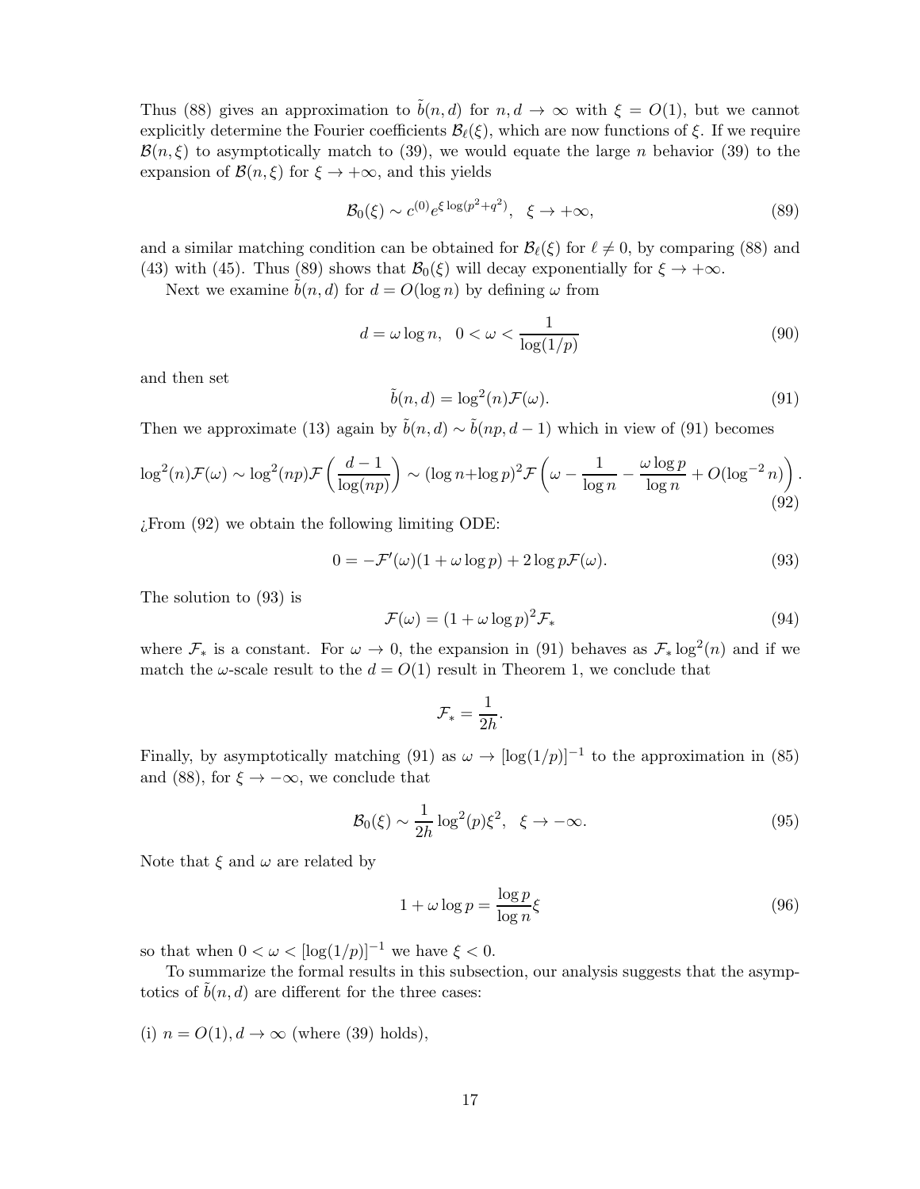Thus (88) gives an approximation to $\tilde{b}(n, d)$ for $n, d \to \infty$ with $\xi = O(1)$, but we cannot explicitly determine the Fourier coefficients $\mathcal{B}_\ell(\xi)$, which are now functions of $\xi$. If we require $\mathcal{B}(n, \xi)$ to asymptotically match to (39), we would equate the large $n$ behavior (39) to the expansion of $\mathcal{B}(n, \xi)$ for $\xi \to +\infty$, and this yields

$$\mathcal{B}_0(\xi) \sim c^{(0)} e^{\xi \log(p^2+q^2)}, \quad \xi \to +\infty, \tag{89}$$

and a similar matching condition can be obtained for $\mathcal{B}_\ell(\xi)$ for $\ell \neq 0$, by comparing (88) and (43) with (45). Thus (89) shows that $\mathcal{B}_0(\xi)$ will decay exponentially for $\xi \to +\infty$.

Next we examine $\tilde{b}(n, d)$ for $d = O(\log n)$ by defining $\omega$ from

$$d = \omega \log n, \quad 0 < \omega < \frac{1}{\log(1/p)} \tag{90}$$

and then set

$$\tilde{b}(n, d) = \log^2(n) \mathcal{F}(\omega). \tag{91}$$

Then we approximate (13) again by $\tilde{b}(n, d) \sim \tilde{b}(np, d-1)$ which in view of (91) becomes

$$\log^2(n)\mathcal{F}(\omega) \sim \log^2(np)\mathcal{F}\left(\frac{d-1}{\log(np)}\right) \sim (\log n + \log p)^2 \mathcal{F}\left(\omega - \frac{1}{\log n} - \frac{\omega \log p}{\log n} + O(\log^{-2} n)\right). \tag{92}$$

¿From (92) we obtain the following limiting ODE:

$$0 = -\mathcal{F}'(\omega)(1 + \omega \log p) + 2 \log p \mathcal{F}(\omega). \tag{93}$$

The solution to (93) is

$$\mathcal{F}(\omega) = (1 + \omega \log p)^2 \mathcal{F}_* \tag{94}$$

where $\mathcal{F}_*$ is a constant. For $\omega \to 0$, the expansion in (91) behaves as $\mathcal{F}_* \log^2(n)$ and if we match the $\omega$-scale result to the $d = O(1)$ result in Theorem 1, we conclude that

$$\mathcal{F}_* = \frac{1}{2h}.$$

Finally, by asymptotically matching (91) as $\omega \to [\log(1/p)]^{-1}$ to the approximation in (85) and (88), for $\xi \to -\infty$, we conclude that

$$\mathcal{B}_0(\xi) \sim \frac{1}{2h} \log^2(p) \xi^2, \quad \xi \to -\infty. \tag{95}$$

Note that $\xi$ and $\omega$ are related by

$$1 + \omega \log p = \frac{\log p}{\log n} \xi \tag{96}$$

so that when $0 < \omega < [\log(1/p)]^{-1}$ we have $\xi < 0$.

To summarize the formal results in this subsection, our analysis suggests that the asymptotics of $\tilde{b}(n, d)$ are different for the three cases:

(i) $n = O(1), d \to \infty$ (where (39) holds),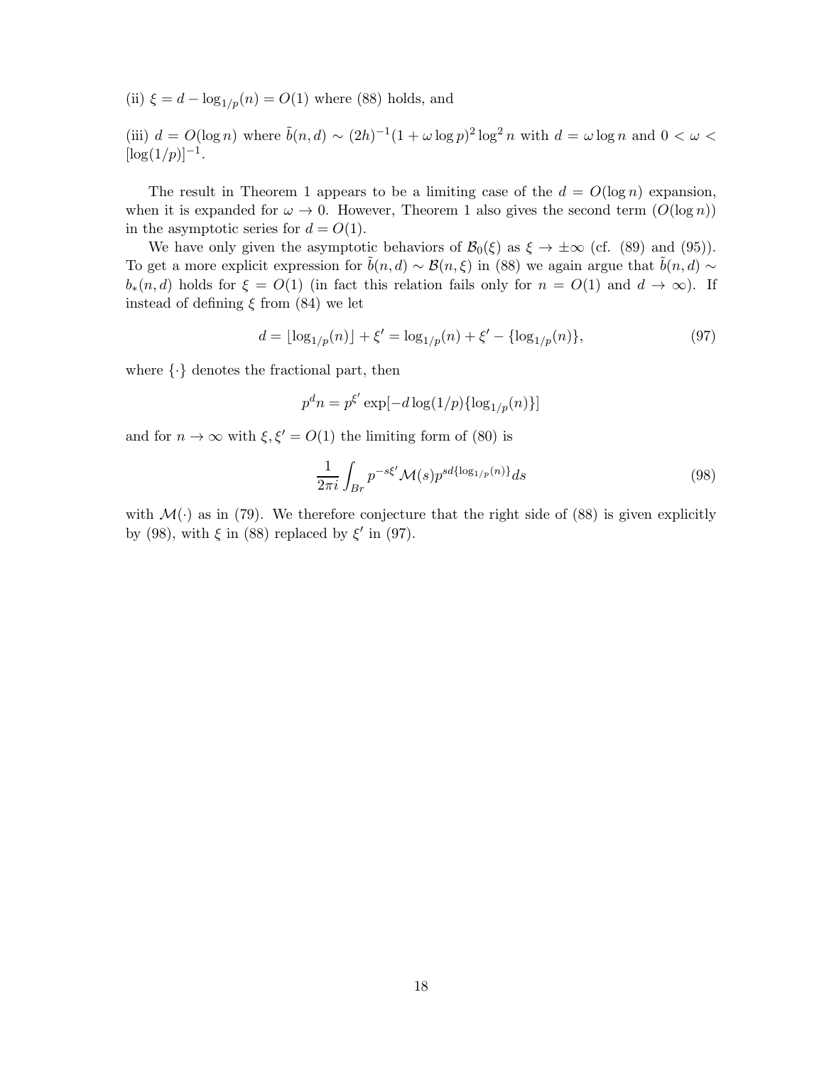(ii) $\xi = d - \log_{1/p}(n) = O(1)$ where (88) holds, and

(iii) $d = O(\log n)$ where $\tilde{b}(n,d) \sim (2h)^{-1}(1 + \omega \log p)^2 \log^2 n$ with $d = \omega \log n$ and $0 < \omega < [\log(1/p)]^{-1}$.

The result in Theorem 1 appears to be a limiting case of the $d = O(\log n)$ expansion, when it is expanded for $\omega \to 0$. However, Theorem 1 also gives the second term ($O(\log n)$) in the asymptotic series for $d = O(1)$.

We have only given the asymptotic behaviors of $\mathcal{B}_0(\xi)$ as $\xi \to \pm\infty$ (cf. (89) and (95)). To get a more explicit expression for $\tilde{b}(n,d) \sim \mathcal{B}(n,\xi)$ in (88) we again argue that $\tilde{b}(n,d) \sim b_*(n,d)$ holds for $\xi = O(1)$ (in fact this relation fails only for $n = O(1)$ and $d \to \infty$). If instead of defining $\xi$ from (84) we let

$$d = \lfloor \log_{1/p}(n) \rfloor + \xi' = \log_{1/p}(n) + \xi' - \{\log_{1/p}(n)\}, \tag{97}$$

where $\{\cdot\}$ denotes the fractional part, then

$$p^d n = p^{\xi'} \exp[-d \log(1/p)\{\log_{1/p}(n)\}]$$

and for $n \to \infty$ with $\xi, \xi' = O(1)$ the limiting form of (80) is

$$\frac{1}{2\pi i} \int_{Br} p^{-s\xi'} \mathcal{M}(s) p^{sd\{\log_{1/p}(n)\}} ds \tag{98}$$

with $\mathcal{M}(\cdot)$ as in (79). We therefore conjecture that the right side of (88) is given explicitly by (98), with $\xi$ in (88) replaced by $\xi'$ in (97).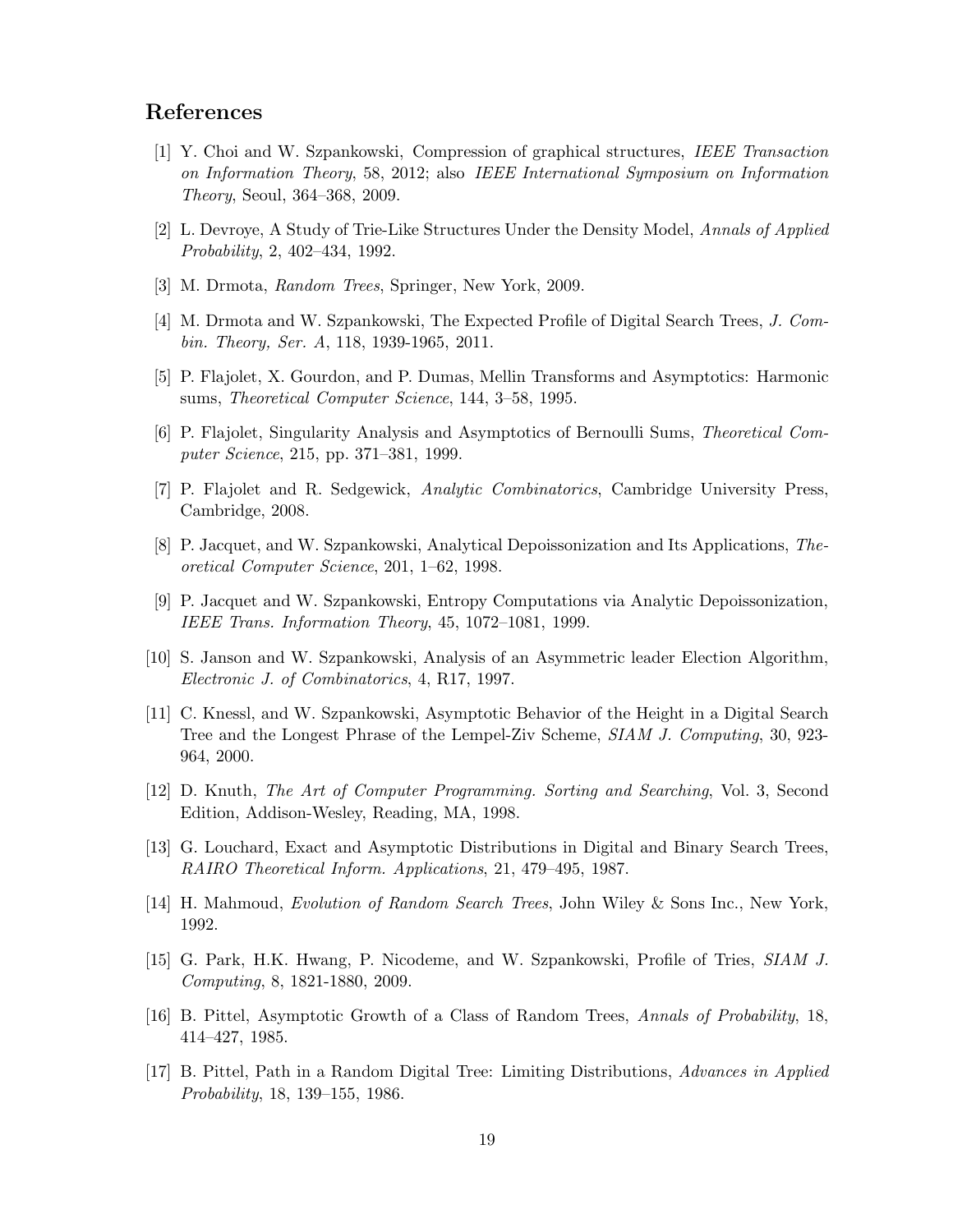## References

[1] Y. Choi and W. Szpankowski, Compression of graphical structures, *IEEE Transaction on Information Theory*, 58, 2012; also *IEEE International Symposium on Information Theory*, Seoul, 364–368, 2009.

[2] L. Devroye, A Study of Trie-Like Structures Under the Density Model, *Annals of Applied Probability*, 2, 402–434, 1992.

[3] M. Drmota, *Random Trees*, Springer, New York, 2009.

[4] M. Drmota and W. Szpankowski, The Expected Profile of Digital Search Trees, *J. Combin. Theory, Ser. A*, 118, 1939-1965, 2011.

[5] P. Flajolet, X. Gourdon, and P. Dumas, Mellin Transforms and Asymptotics: Harmonic sums, *Theoretical Computer Science*, 144, 3–58, 1995.

[6] P. Flajolet, Singularity Analysis and Asymptotics of Bernoulli Sums, *Theoretical Computer Science*, 215, pp. 371–381, 1999.

[7] P. Flajolet and R. Sedgewick, *Analytic Combinatorics*, Cambridge University Press, Cambridge, 2008.

[8] P. Jacquet, and W. Szpankowski, Analytical Depoissonization and Its Applications, *Theoretical Computer Science*, 201, 1–62, 1998.

[9] P. Jacquet and W. Szpankowski, Entropy Computations via Analytic Depoissonization, *IEEE Trans. Information Theory*, 45, 1072–1081, 1999.

[10] S. Janson and W. Szpankowski, Analysis of an Asymmetric leader Election Algorithm, *Electronic J. of Combinatorics*, 4, R17, 1997.

[11] C. Knessl, and W. Szpankowski, Asymptotic Behavior of the Height in a Digital Search Tree and the Longest Phrase of the Lempel-Ziv Scheme, *SIAM J. Computing*, 30, 923-964, 2000.

[12] D. Knuth, *The Art of Computer Programming. Sorting and Searching*, Vol. 3, Second Edition, Addison-Wesley, Reading, MA, 1998.

[13] G. Louchard, Exact and Asymptotic Distributions in Digital and Binary Search Trees, *RAIRO Theoretical Inform. Applications*, 21, 479–495, 1987.

[14] H. Mahmoud, *Evolution of Random Search Trees*, John Wiley & Sons Inc., New York, 1992.

[15] G. Park, H.K. Hwang, P. Nicodeme, and W. Szpankowski, Profile of Tries, *SIAM J. Computing*, 8, 1821-1880, 2009.

[16] B. Pittel, Asymptotic Growth of a Class of Random Trees, *Annals of Probability*, 18, 414–427, 1985.

[17] B. Pittel, Path in a Random Digital Tree: Limiting Distributions, *Advances in Applied Probability*, 18, 139–155, 1986.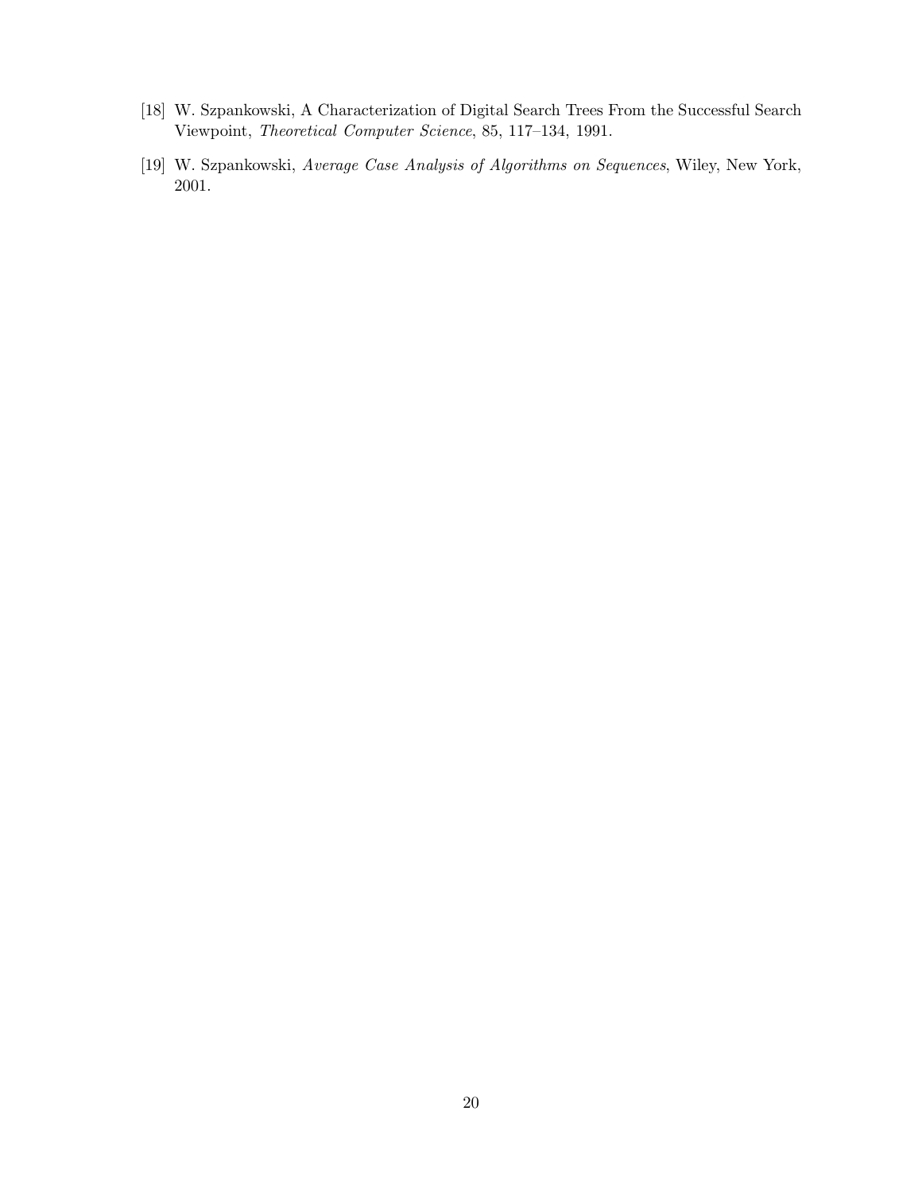[18] W. Szpankowski, A Characterization of Digital Search Trees From the Successful Search Viewpoint, *Theoretical Computer Science*, 85, 117–134, 1991.

[19] W. Szpankowski, *Average Case Analysis of Algorithms on Sequences*, Wiley, New York, 2001.